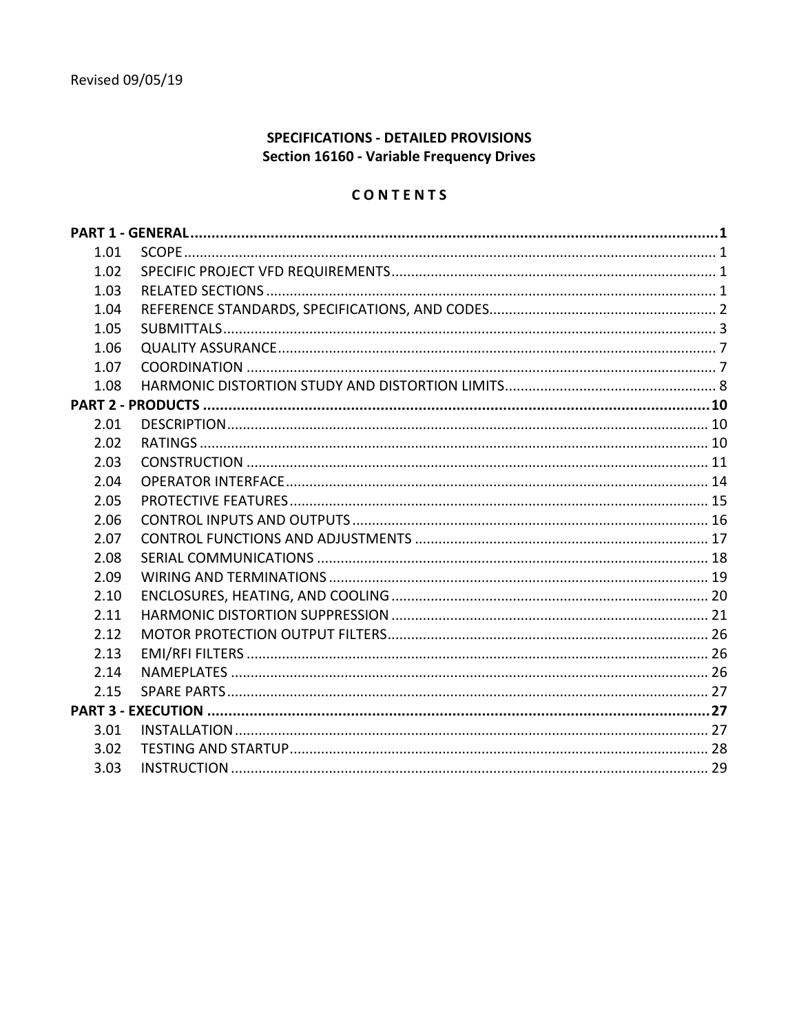Revised 09/05/19

**SPECIFICATIONS - DETAILED PROVISIONS**
**Section 16160 - Variable Frequency Drives**

**CONTENTS**

| | | |
|---|---|---|
| **PART 1 - GENERAL** | | **1** |
| 1.01 | SCOPE | 1 |
| 1.02 | SPECIFIC PROJECT VFD REQUIREMENTS | 1 |
| 1.03 | RELATED SECTIONS | 1 |
| 1.04 | REFERENCE STANDARDS, SPECIFICATIONS, AND CODES | 2 |
| 1.05 | SUBMITTALS | 3 |
| 1.06 | QUALITY ASSURANCE | 7 |
| 1.07 | COORDINATION | 7 |
| 1.08 | HARMONIC DISTORTION STUDY AND DISTORTION LIMITS | 8 |
| **PART 2 - PRODUCTS** | | **10** |
| 2.01 | DESCRIPTION | 10 |
| 2.02 | RATINGS | 10 |
| 2.03 | CONSTRUCTION | 11 |
| 2.04 | OPERATOR INTERFACE | 14 |
| 2.05 | PROTECTIVE FEATURES | 15 |
| 2.06 | CONTROL INPUTS AND OUTPUTS | 16 |
| 2.07 | CONTROL FUNCTIONS AND ADJUSTMENTS | 17 |
| 2.08 | SERIAL COMMUNICATIONS | 18 |
| 2.09 | WIRING AND TERMINATIONS | 19 |
| 2.10 | ENCLOSURES, HEATING, AND COOLING | 20 |
| 2.11 | HARMONIC DISTORTION SUPPRESSION | 21 |
| 2.12 | MOTOR PROTECTION OUTPUT FILTERS | 26 |
| 2.13 | EMI/RFI FILTERS | 26 |
| 2.14 | NAMEPLATES | 26 |
| 2.15 | SPARE PARTS | 27 |
| **PART 3 - EXECUTION** | | **27** |
| 3.01 | INSTALLATION | 27 |
| 3.02 | TESTING AND STARTUP | 28 |
| 3.03 | INSTRUCTION | 29 |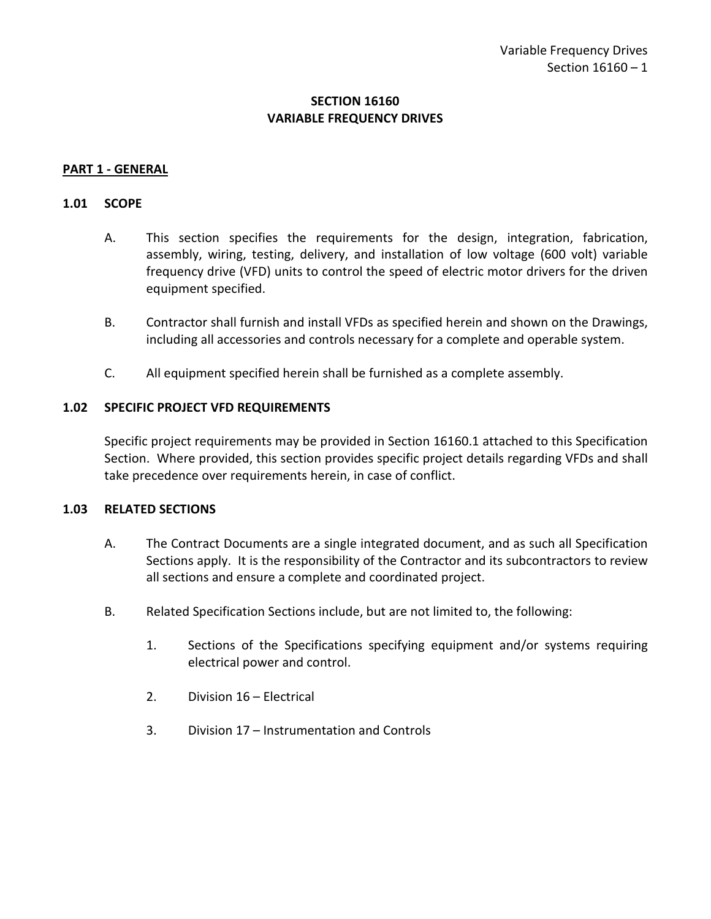# SECTION 16160
# VARIABLE FREQUENCY DRIVES

## PART 1 - GENERAL

### 1.01 SCOPE

A. This section specifies the requirements for the design, integration, fabrication, assembly, wiring, testing, delivery, and installation of low voltage (600 volt) variable frequency drive (VFD) units to control the speed of electric motor drivers for the driven equipment specified.

B. Contractor shall furnish and install VFDs as specified herein and shown on the Drawings, including all accessories and controls necessary for a complete and operable system.

C. All equipment specified herein shall be furnished as a complete assembly.

### 1.02 SPECIFIC PROJECT VFD REQUIREMENTS

Specific project requirements may be provided in Section 16160.1 attached to this Specification Section. Where provided, this section provides specific project details regarding VFDs and shall take precedence over requirements herein, in case of conflict.

### 1.03 RELATED SECTIONS

A. The Contract Documents are a single integrated document, and as such all Specification Sections apply. It is the responsibility of the Contractor and its subcontractors to review all sections and ensure a complete and coordinated project.

B. Related Specification Sections include, but are not limited to, the following:

1. Sections of the Specifications specifying equipment and/or systems requiring electrical power and control.

2. Division 16 – Electrical

3. Division 17 – Instrumentation and Controls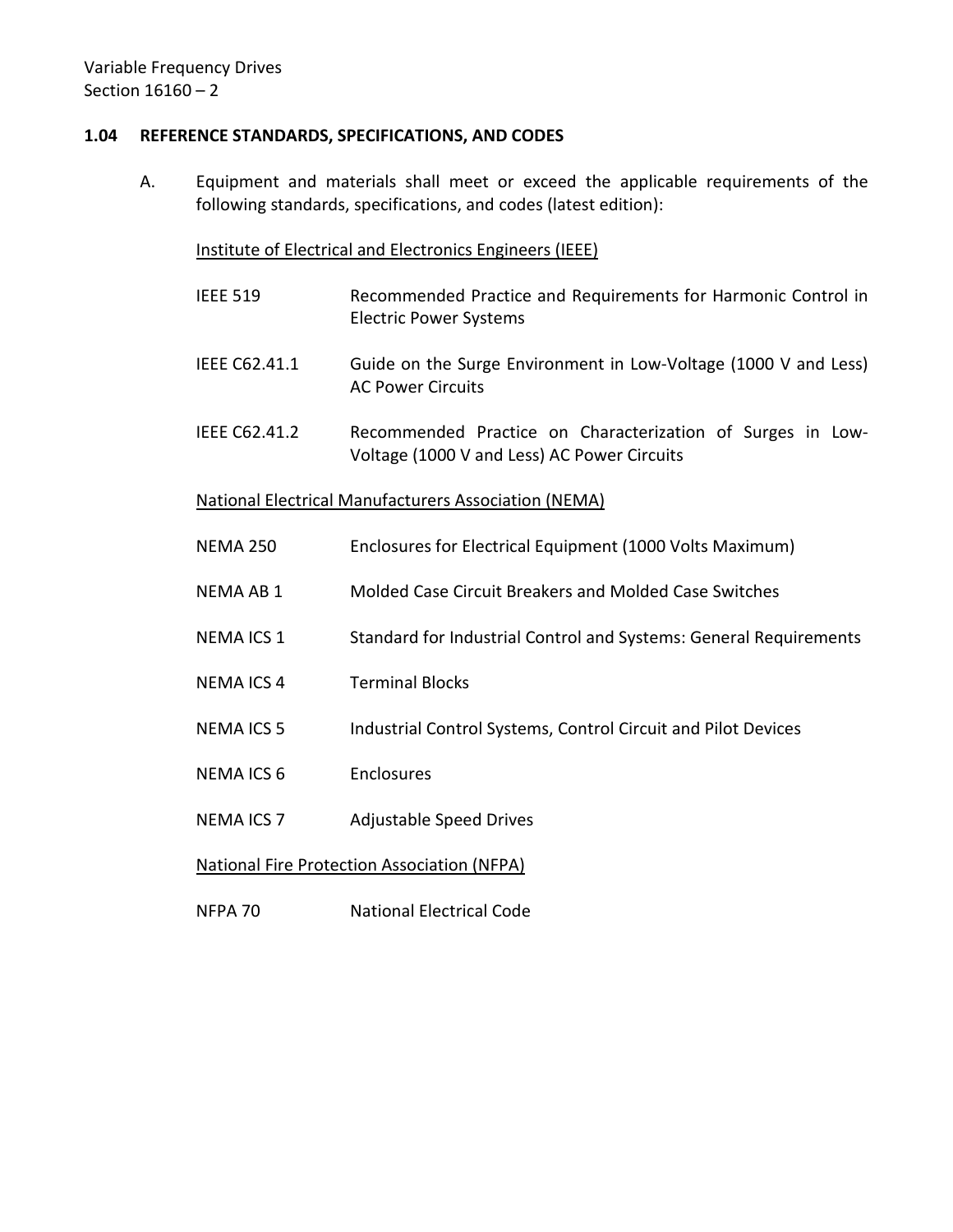### 1.04 REFERENCE STANDARDS, SPECIFICATIONS, AND CODES

A. Equipment and materials shall meet or exceed the applicable requirements of the following standards, specifications, and codes (latest edition):

<u>Institute of Electrical and Electronics Engineers (IEEE)</u>

| | |
|---|---|
| IEEE 519 | Recommended Practice and Requirements for Harmonic Control in Electric Power Systems |
| IEEE C62.41.1 | Guide on the Surge Environment in Low-Voltage (1000 V and Less) AC Power Circuits |
| IEEE C62.41.2 | Recommended Practice on Characterization of Surges in Low-Voltage (1000 V and Less) AC Power Circuits |

<u>National Electrical Manufacturers Association (NEMA)</u>

| | |
|---|---|
| NEMA 250 | Enclosures for Electrical Equipment (1000 Volts Maximum) |
| NEMA AB 1 | Molded Case Circuit Breakers and Molded Case Switches |
| NEMA ICS 1 | Standard for Industrial Control and Systems: General Requirements |
| NEMA ICS 4 | Terminal Blocks |
| NEMA ICS 5 | Industrial Control Systems, Control Circuit and Pilot Devices |
| NEMA ICS 6 | Enclosures |
| NEMA ICS 7 | Adjustable Speed Drives |

<u>National Fire Protection Association (NFPA)</u>

| | |
|---|---|
| NFPA 70 | National Electrical Code |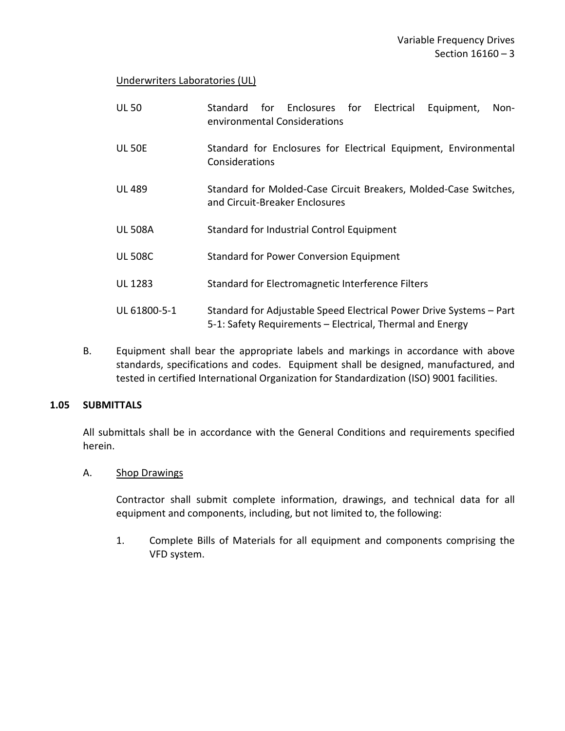Underwriters Laboratories (UL)

| | |
|---|---|
| UL 50 | Standard for Enclosures for Electrical Equipment, Non-environmental Considerations |
| UL 50E | Standard for Enclosures for Electrical Equipment, Environmental Considerations |
| UL 489 | Standard for Molded-Case Circuit Breakers, Molded-Case Switches, and Circuit-Breaker Enclosures |
| UL 508A | Standard for Industrial Control Equipment |
| UL 508C | Standard for Power Conversion Equipment |
| UL 1283 | Standard for Electromagnetic Interference Filters |
| UL 61800-5-1 | Standard for Adjustable Speed Electrical Power Drive Systems – Part 5-1: Safety Requirements – Electrical, Thermal and Energy |

B. Equipment shall bear the appropriate labels and markings in accordance with above standards, specifications and codes. Equipment shall be designed, manufactured, and tested in certified International Organization for Standardization (ISO) 9001 facilities.

### 1.05 SUBMITTALS

All submittals shall be in accordance with the General Conditions and requirements specified herein.

A. Shop Drawings

Contractor shall submit complete information, drawings, and technical data for all equipment and components, including, but not limited to, the following:

1. Complete Bills of Materials for all equipment and components comprising the VFD system.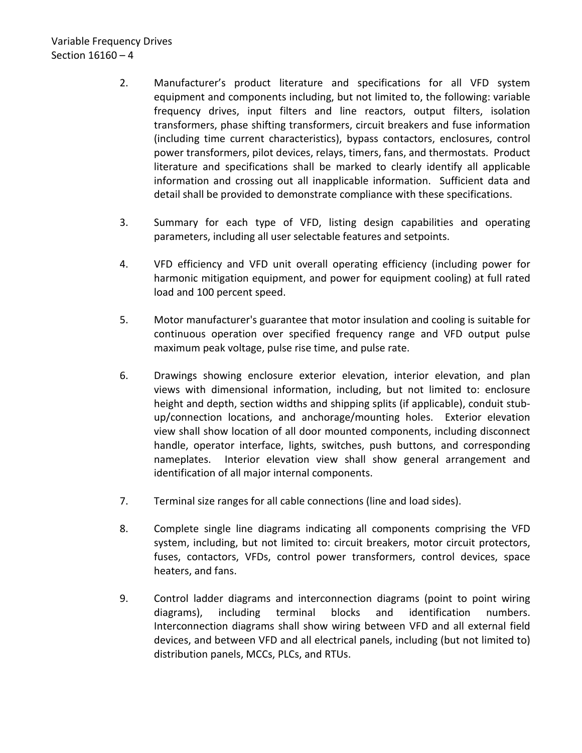2. Manufacturer's product literature and specifications for all VFD system equipment and components including, but not limited to, the following: variable frequency drives, input filters and line reactors, output filters, isolation transformers, phase shifting transformers, circuit breakers and fuse information (including time current characteristics), bypass contactors, enclosures, control power transformers, pilot devices, relays, timers, fans, and thermostats. Product literature and specifications shall be marked to clearly identify all applicable information and crossing out all inapplicable information. Sufficient data and detail shall be provided to demonstrate compliance with these specifications.

3. Summary for each type of VFD, listing design capabilities and operating parameters, including all user selectable features and setpoints.

4. VFD efficiency and VFD unit overall operating efficiency (including power for harmonic mitigation equipment, and power for equipment cooling) at full rated load and 100 percent speed.

5. Motor manufacturer's guarantee that motor insulation and cooling is suitable for continuous operation over specified frequency range and VFD output pulse maximum peak voltage, pulse rise time, and pulse rate.

6. Drawings showing enclosure exterior elevation, interior elevation, and plan views with dimensional information, including, but not limited to: enclosure height and depth, section widths and shipping splits (if applicable), conduit stub-up/connection locations, and anchorage/mounting holes. Exterior elevation view shall show location of all door mounted components, including disconnect handle, operator interface, lights, switches, push buttons, and corresponding nameplates. Interior elevation view shall show general arrangement and identification of all major internal components.

7. Terminal size ranges for all cable connections (line and load sides).

8. Complete single line diagrams indicating all components comprising the VFD system, including, but not limited to: circuit breakers, motor circuit protectors, fuses, contactors, VFDs, control power transformers, control devices, space heaters, and fans.

9. Control ladder diagrams and interconnection diagrams (point to point wiring diagrams), including terminal blocks and identification numbers. Interconnection diagrams shall show wiring between VFD and all external field devices, and between VFD and all electrical panels, including (but not limited to) distribution panels, MCCs, PLCs, and RTUs.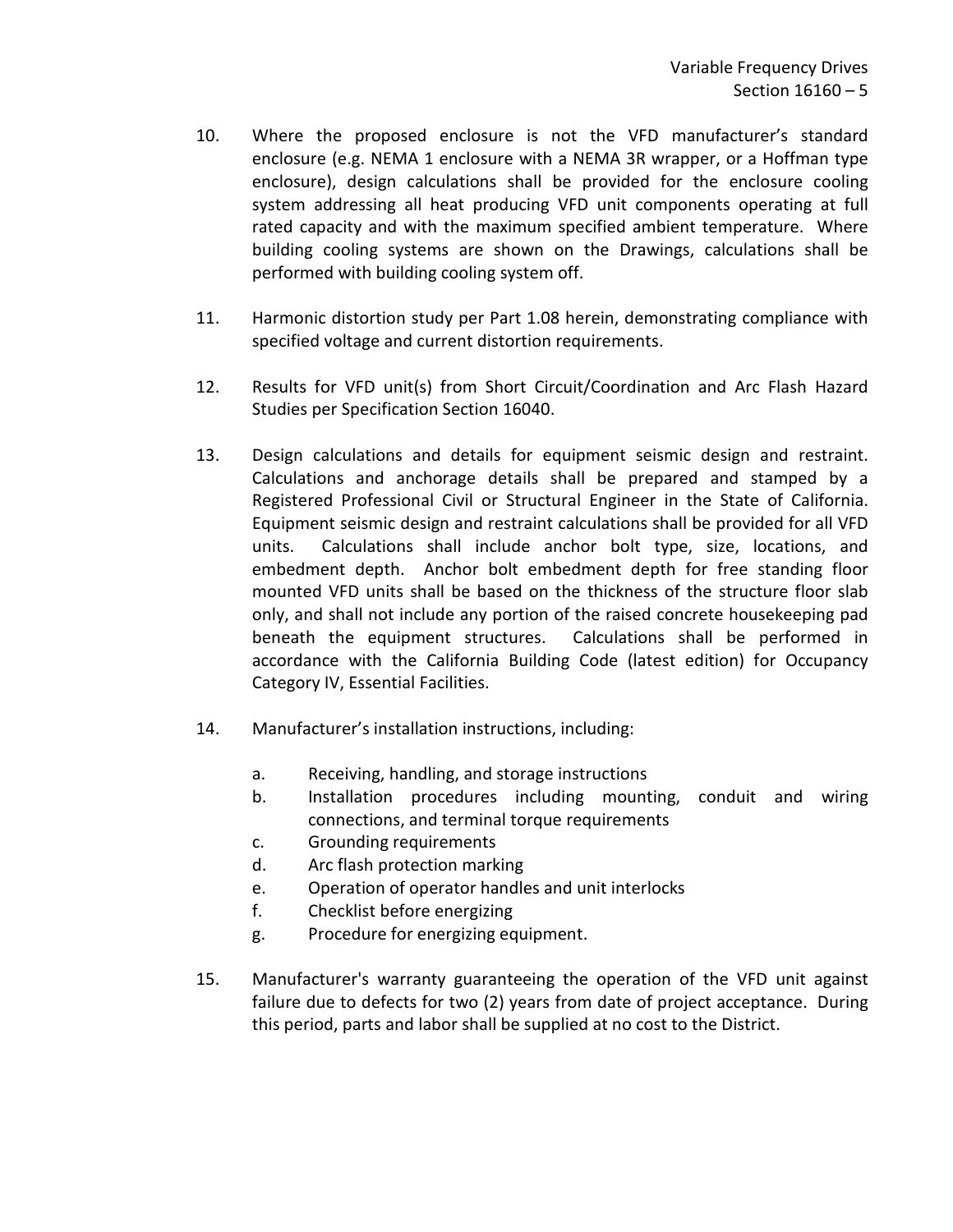10. Where the proposed enclosure is not the VFD manufacturer's standard enclosure (e.g. NEMA 1 enclosure with a NEMA 3R wrapper, or a Hoffman type enclosure), design calculations shall be provided for the enclosure cooling system addressing all heat producing VFD unit components operating at full rated capacity and with the maximum specified ambient temperature. Where building cooling systems are shown on the Drawings, calculations shall be performed with building cooling system off.

11. Harmonic distortion study per Part 1.08 herein, demonstrating compliance with specified voltage and current distortion requirements.

12. Results for VFD unit(s) from Short Circuit/Coordination and Arc Flash Hazard Studies per Specification Section 16040.

13. Design calculations and details for equipment seismic design and restraint. Calculations and anchorage details shall be prepared and stamped by a Registered Professional Civil or Structural Engineer in the State of California. Equipment seismic design and restraint calculations shall be provided for all VFD units. Calculations shall include anchor bolt type, size, locations, and embedment depth. Anchor bolt embedment depth for free standing floor mounted VFD units shall be based on the thickness of the structure floor slab only, and shall not include any portion of the raised concrete housekeeping pad beneath the equipment structures. Calculations shall be performed in accordance with the California Building Code (latest edition) for Occupancy Category IV, Essential Facilities.

14. Manufacturer's installation instructions, including:

    a. Receiving, handling, and storage instructions
    b. Installation procedures including mounting, conduit and wiring connections, and terminal torque requirements
    c. Grounding requirements
    d. Arc flash protection marking
    e. Operation of operator handles and unit interlocks
    f. Checklist before energizing
    g. Procedure for energizing equipment.

15. Manufacturer's warranty guaranteeing the operation of the VFD unit against failure due to defects for two (2) years from date of project acceptance. During this period, parts and labor shall be supplied at no cost to the District.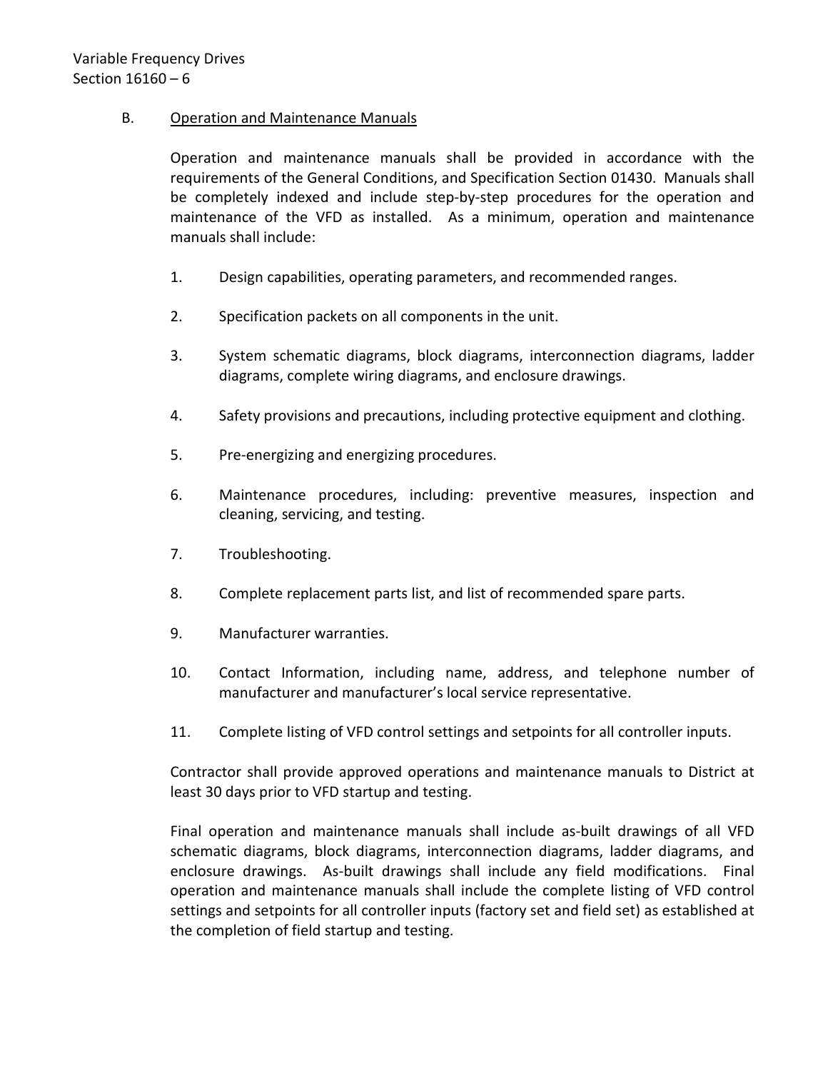B. Operation and Maintenance Manuals

Operation and maintenance manuals shall be provided in accordance with the requirements of the General Conditions, and Specification Section 01430. Manuals shall be completely indexed and include step-by-step procedures for the operation and maintenance of the VFD as installed. As a minimum, operation and maintenance manuals shall include:

1. Design capabilities, operating parameters, and recommended ranges.
2. Specification packets on all components in the unit.
3. System schematic diagrams, block diagrams, interconnection diagrams, ladder diagrams, complete wiring diagrams, and enclosure drawings.
4. Safety provisions and precautions, including protective equipment and clothing.
5. Pre-energizing and energizing procedures.
6. Maintenance procedures, including: preventive measures, inspection and cleaning, servicing, and testing.
7. Troubleshooting.
8. Complete replacement parts list, and list of recommended spare parts.
9. Manufacturer warranties.
10. Contact Information, including name, address, and telephone number of manufacturer and manufacturer's local service representative.
11. Complete listing of VFD control settings and setpoints for all controller inputs.

Contractor shall provide approved operations and maintenance manuals to District at least 30 days prior to VFD startup and testing.

Final operation and maintenance manuals shall include as-built drawings of all VFD schematic diagrams, block diagrams, interconnection diagrams, ladder diagrams, and enclosure drawings. As-built drawings shall include any field modifications. Final operation and maintenance manuals shall include the complete listing of VFD control settings and setpoints for all controller inputs (factory set and field set) as established at the completion of field startup and testing.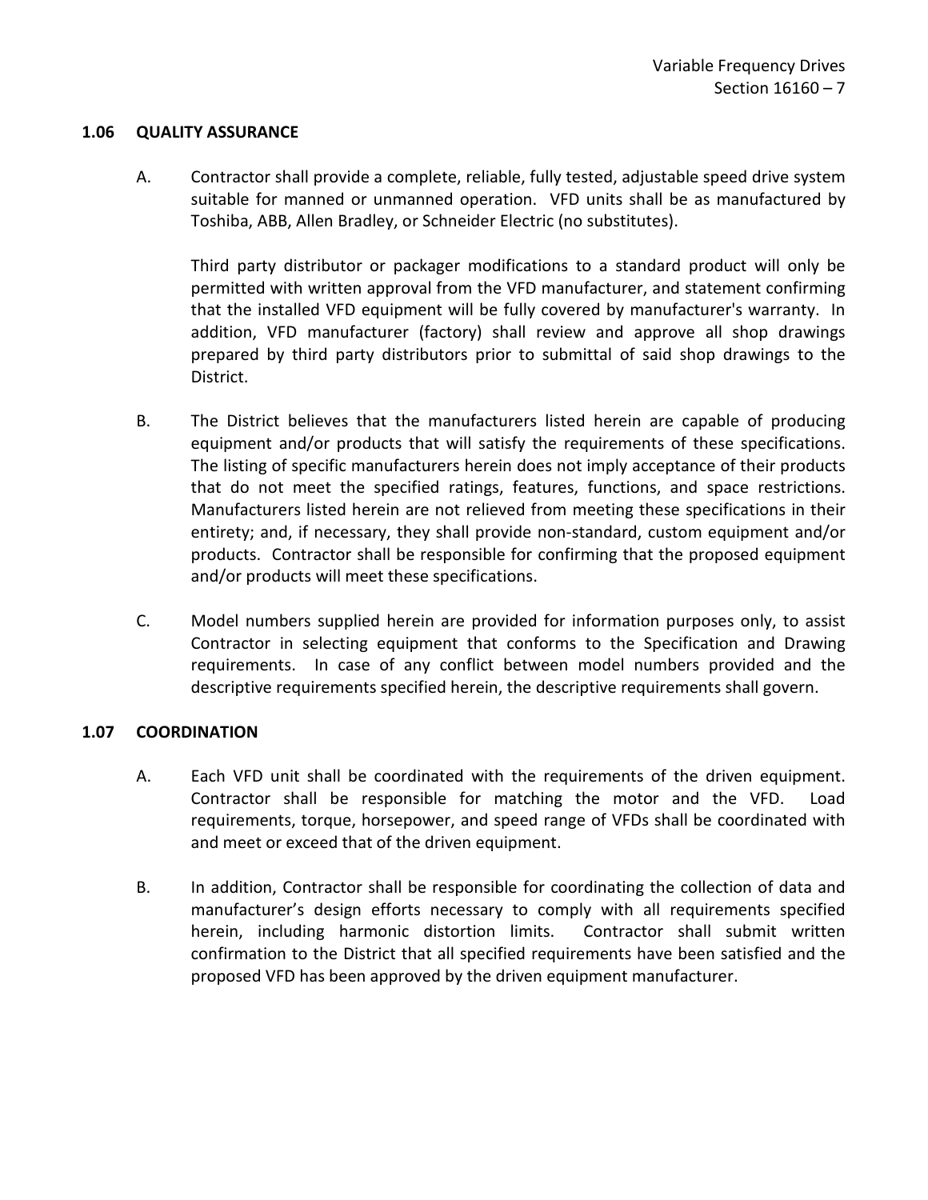## 1.06 QUALITY ASSURANCE

A. Contractor shall provide a complete, reliable, fully tested, adjustable speed drive system suitable for manned or unmanned operation. VFD units shall be as manufactured by Toshiba, ABB, Allen Bradley, or Schneider Electric (no substitutes).

   Third party distributor or packager modifications to a standard product will only be permitted with written approval from the VFD manufacturer, and statement confirming that the installed VFD equipment will be fully covered by manufacturer's warranty. In addition, VFD manufacturer (factory) shall review and approve all shop drawings prepared by third party distributors prior to submittal of said shop drawings to the District.

B. The District believes that the manufacturers listed herein are capable of producing equipment and/or products that will satisfy the requirements of these specifications. The listing of specific manufacturers herein does not imply acceptance of their products that do not meet the specified ratings, features, functions, and space restrictions. Manufacturers listed herein are not relieved from meeting these specifications in their entirety; and, if necessary, they shall provide non-standard, custom equipment and/or products. Contractor shall be responsible for confirming that the proposed equipment and/or products will meet these specifications.

C. Model numbers supplied herein are provided for information purposes only, to assist Contractor in selecting equipment that conforms to the Specification and Drawing requirements. In case of any conflict between model numbers provided and the descriptive requirements specified herein, the descriptive requirements shall govern.

## 1.07 COORDINATION

A. Each VFD unit shall be coordinated with the requirements of the driven equipment. Contractor shall be responsible for matching the motor and the VFD. Load requirements, torque, horsepower, and speed range of VFDs shall be coordinated with and meet or exceed that of the driven equipment.

B. In addition, Contractor shall be responsible for coordinating the collection of data and manufacturer's design efforts necessary to comply with all requirements specified herein, including harmonic distortion limits. Contractor shall submit written confirmation to the District that all specified requirements have been satisfied and the proposed VFD has been approved by the driven equipment manufacturer.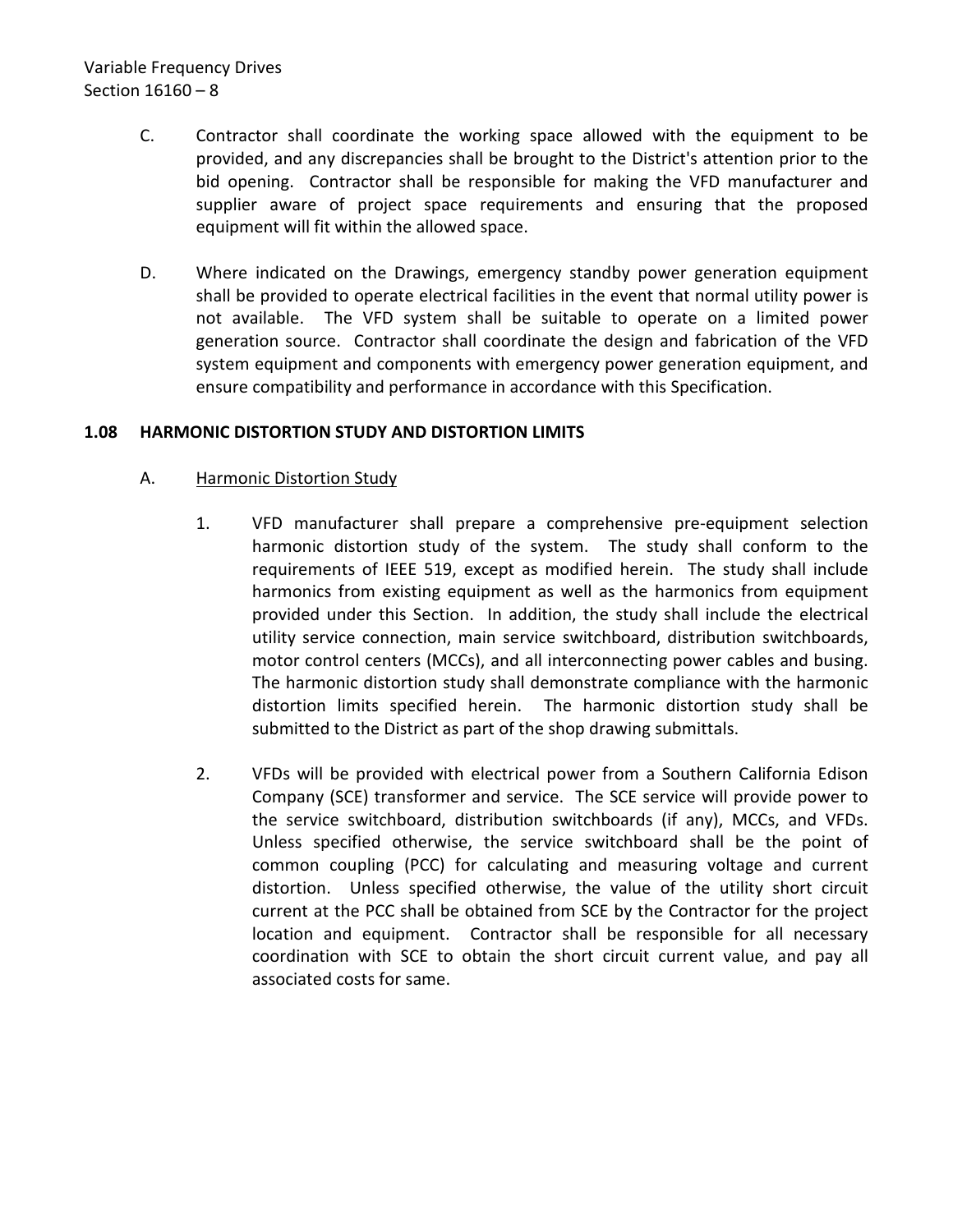C. Contractor shall coordinate the working space allowed with the equipment to be provided, and any discrepancies shall be brought to the District's attention prior to the bid opening. Contractor shall be responsible for making the VFD manufacturer and supplier aware of project space requirements and ensuring that the proposed equipment will fit within the allowed space.

D. Where indicated on the Drawings, emergency standby power generation equipment shall be provided to operate electrical facilities in the event that normal utility power is not available. The VFD system shall be suitable to operate on a limited power generation source. Contractor shall coordinate the design and fabrication of the VFD system equipment and components with emergency power generation equipment, and ensure compatibility and performance in accordance with this Specification.

### 1.08 HARMONIC DISTORTION STUDY AND DISTORTION LIMITS

A. Harmonic Distortion Study

1. VFD manufacturer shall prepare a comprehensive pre-equipment selection harmonic distortion study of the system. The study shall conform to the requirements of IEEE 519, except as modified herein. The study shall include harmonics from existing equipment as well as the harmonics from equipment provided under this Section. In addition, the study shall include the electrical utility service connection, main service switchboard, distribution switchboards, motor control centers (MCCs), and all interconnecting power cables and busing. The harmonic distortion study shall demonstrate compliance with the harmonic distortion limits specified herein. The harmonic distortion study shall be submitted to the District as part of the shop drawing submittals.

2. VFDs will be provided with electrical power from a Southern California Edison Company (SCE) transformer and service. The SCE service will provide power to the service switchboard, distribution switchboards (if any), MCCs, and VFDs. Unless specified otherwise, the service switchboard shall be the point of common coupling (PCC) for calculating and measuring voltage and current distortion. Unless specified otherwise, the value of the utility short circuit current at the PCC shall be obtained from SCE by the Contractor for the project location and equipment. Contractor shall be responsible for all necessary coordination with SCE to obtain the short circuit current value, and pay all associated costs for same.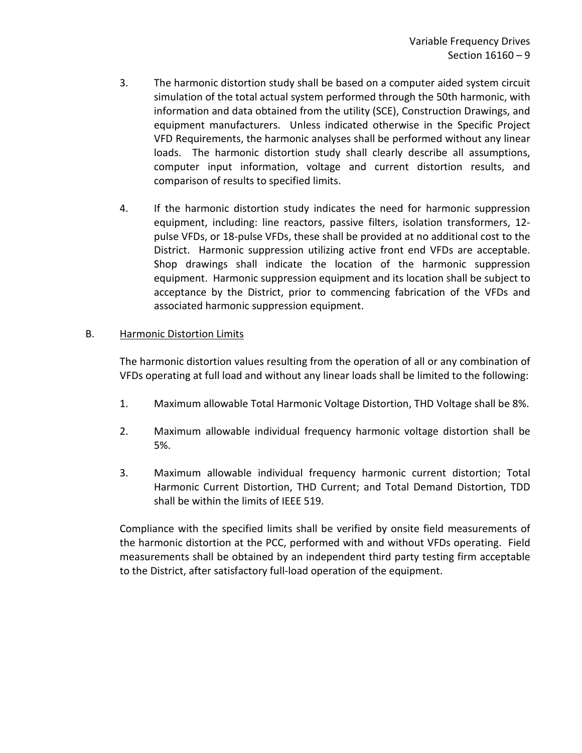3. The harmonic distortion study shall be based on a computer aided system circuit simulation of the total actual system performed through the 50th harmonic, with information and data obtained from the utility (SCE), Construction Drawings, and equipment manufacturers. Unless indicated otherwise in the Specific Project VFD Requirements, the harmonic analyses shall be performed without any linear loads. The harmonic distortion study shall clearly describe all assumptions, computer input information, voltage and current distortion results, and comparison of results to specified limits.

4. If the harmonic distortion study indicates the need for harmonic suppression equipment, including: line reactors, passive filters, isolation transformers, 12-pulse VFDs, or 18-pulse VFDs, these shall be provided at no additional cost to the District. Harmonic suppression utilizing active front end VFDs are acceptable. Shop drawings shall indicate the location of the harmonic suppression equipment. Harmonic suppression equipment and its location shall be subject to acceptance by the District, prior to commencing fabrication of the VFDs and associated harmonic suppression equipment.

B. <u>Harmonic Distortion Limits</u>

The harmonic distortion values resulting from the operation of all or any combination of VFDs operating at full load and without any linear loads shall be limited to the following:

1. Maximum allowable Total Harmonic Voltage Distortion, THD Voltage shall be 8%.

2. Maximum allowable individual frequency harmonic voltage distortion shall be 5%.

3. Maximum allowable individual frequency harmonic current distortion; Total Harmonic Current Distortion, THD Current; and Total Demand Distortion, TDD shall be within the limits of IEEE 519.

Compliance with the specified limits shall be verified by onsite field measurements of the harmonic distortion at the PCC, performed with and without VFDs operating. Field measurements shall be obtained by an independent third party testing firm acceptable to the District, after satisfactory full-load operation of the equipment.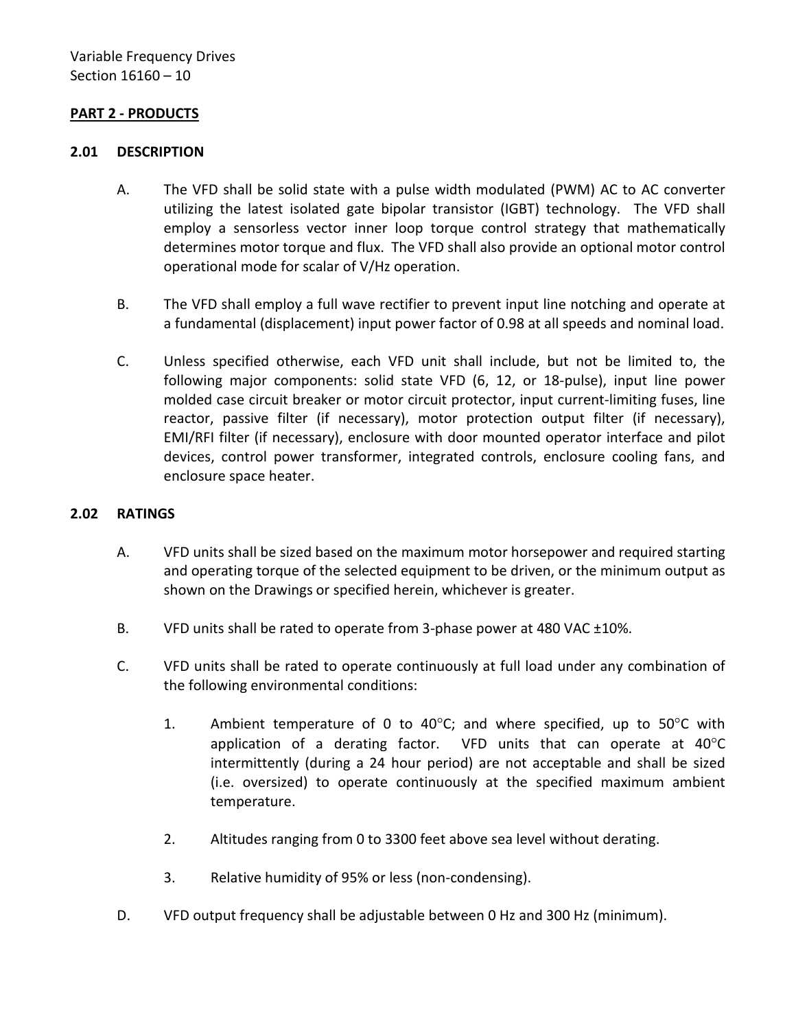## PART 2 - PRODUCTS

### 2.01 DESCRIPTION

A. The VFD shall be solid state with a pulse width modulated (PWM) AC to AC converter utilizing the latest isolated gate bipolar transistor (IGBT) technology. The VFD shall employ a sensorless vector inner loop torque control strategy that mathematically determines motor torque and flux. The VFD shall also provide an optional motor control operational mode for scalar of V/Hz operation.

B. The VFD shall employ a full wave rectifier to prevent input line notching and operate at a fundamental (displacement) input power factor of 0.98 at all speeds and nominal load.

C. Unless specified otherwise, each VFD unit shall include, but not be limited to, the following major components: solid state VFD (6, 12, or 18-pulse), input line power molded case circuit breaker or motor circuit protector, input current-limiting fuses, line reactor, passive filter (if necessary), motor protection output filter (if necessary), EMI/RFI filter (if necessary), enclosure with door mounted operator interface and pilot devices, control power transformer, integrated controls, enclosure cooling fans, and enclosure space heater.

### 2.02 RATINGS

A. VFD units shall be sized based on the maximum motor horsepower and required starting and operating torque of the selected equipment to be driven, or the minimum output as shown on the Drawings or specified herein, whichever is greater.

B. VFD units shall be rated to operate from 3-phase power at 480 VAC ±10%.

C. VFD units shall be rated to operate continuously at full load under any combination of the following environmental conditions:

1. Ambient temperature of 0 to 40°C; and where specified, up to 50°C with application of a derating factor. VFD units that can operate at 40°C intermittently (during a 24 hour period) are not acceptable and shall be sized (i.e. oversized) to operate continuously at the specified maximum ambient temperature.

2. Altitudes ranging from 0 to 3300 feet above sea level without derating.

3. Relative humidity of 95% or less (non-condensing).

D. VFD output frequency shall be adjustable between 0 Hz and 300 Hz (minimum).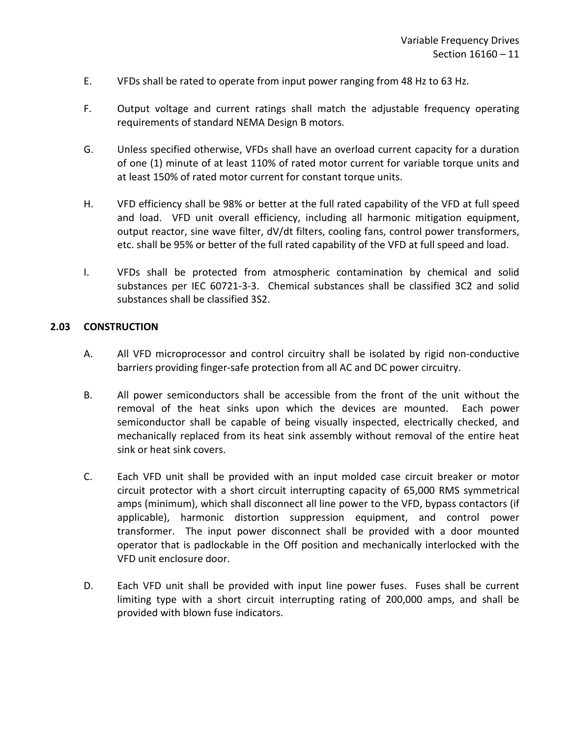E. VFDs shall be rated to operate from input power ranging from 48 Hz to 63 Hz.

F. Output voltage and current ratings shall match the adjustable frequency operating requirements of standard NEMA Design B motors.

G. Unless specified otherwise, VFDs shall have an overload current capacity for a duration of one (1) minute of at least 110% of rated motor current for variable torque units and at least 150% of rated motor current for constant torque units.

H. VFD efficiency shall be 98% or better at the full rated capability of the VFD at full speed and load. VFD unit overall efficiency, including all harmonic mitigation equipment, output reactor, sine wave filter, dV/dt filters, cooling fans, control power transformers, etc. shall be 95% or better of the full rated capability of the VFD at full speed and load.

I. VFDs shall be protected from atmospheric contamination by chemical and solid substances per IEC 60721-3-3. Chemical substances shall be classified 3C2 and solid substances shall be classified 3S2.

## 2.03 CONSTRUCTION

A. All VFD microprocessor and control circuitry shall be isolated by rigid non-conductive barriers providing finger-safe protection from all AC and DC power circuitry.

B. All power semiconductors shall be accessible from the front of the unit without the removal of the heat sinks upon which the devices are mounted. Each power semiconductor shall be capable of being visually inspected, electrically checked, and mechanically replaced from its heat sink assembly without removal of the entire heat sink or heat sink covers.

C. Each VFD unit shall be provided with an input molded case circuit breaker or motor circuit protector with a short circuit interrupting capacity of 65,000 RMS symmetrical amps (minimum), which shall disconnect all line power to the VFD, bypass contactors (if applicable), harmonic distortion suppression equipment, and control power transformer. The input power disconnect shall be provided with a door mounted operator that is padlockable in the Off position and mechanically interlocked with the VFD unit enclosure door.

D. Each VFD unit shall be provided with input line power fuses. Fuses shall be current limiting type with a short circuit interrupting rating of 200,000 amps, and shall be provided with blown fuse indicators.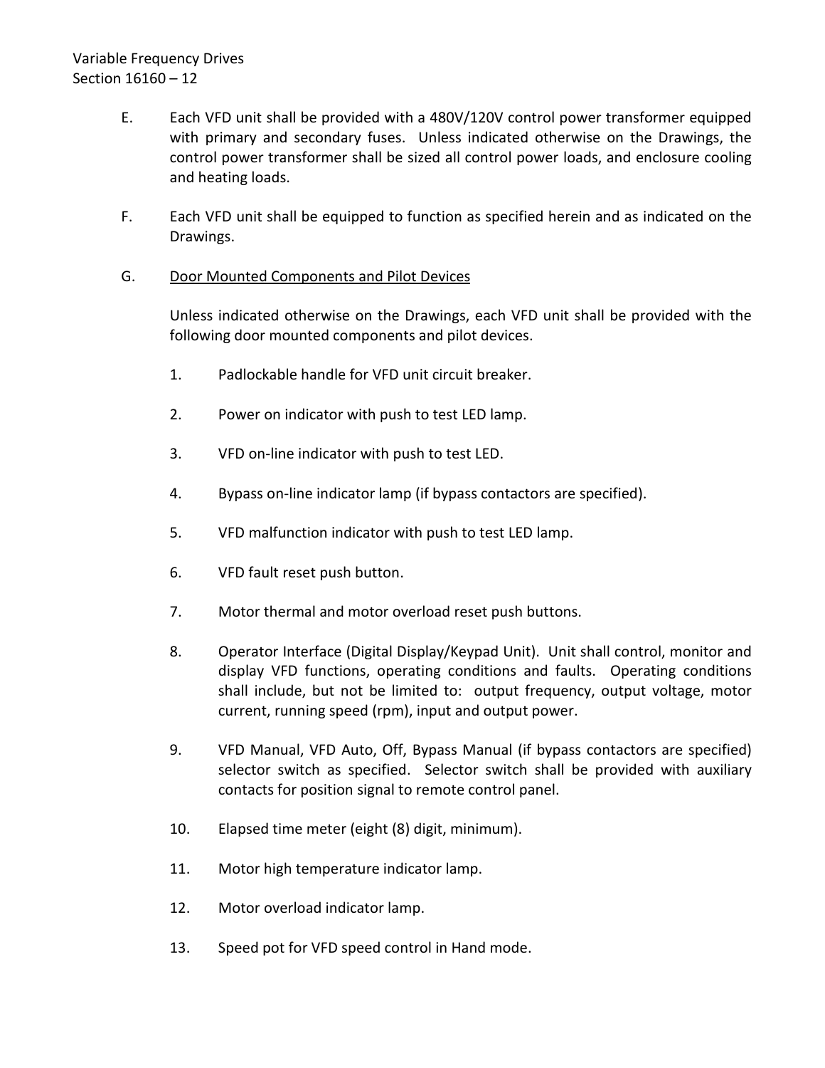E. Each VFD unit shall be provided with a 480V/120V control power transformer equipped with primary and secondary fuses. Unless indicated otherwise on the Drawings, the control power transformer shall be sized all control power loads, and enclosure cooling and heating loads.

F. Each VFD unit shall be equipped to function as specified herein and as indicated on the Drawings.

G. Door Mounted Components and Pilot Devices

Unless indicated otherwise on the Drawings, each VFD unit shall be provided with the following door mounted components and pilot devices.

1. Padlockable handle for VFD unit circuit breaker.

2. Power on indicator with push to test LED lamp.

3. VFD on-line indicator with push to test LED.

4. Bypass on-line indicator lamp (if bypass contactors are specified).

5. VFD malfunction indicator with push to test LED lamp.

6. VFD fault reset push button.

7. Motor thermal and motor overload reset push buttons.

8. Operator Interface (Digital Display/Keypad Unit). Unit shall control, monitor and display VFD functions, operating conditions and faults. Operating conditions shall include, but not be limited to: output frequency, output voltage, motor current, running speed (rpm), input and output power.

9. VFD Manual, VFD Auto, Off, Bypass Manual (if bypass contactors are specified) selector switch as specified. Selector switch shall be provided with auxiliary contacts for position signal to remote control panel.

10. Elapsed time meter (eight (8) digit, minimum).

11. Motor high temperature indicator lamp.

12. Motor overload indicator lamp.

13. Speed pot for VFD speed control in Hand mode.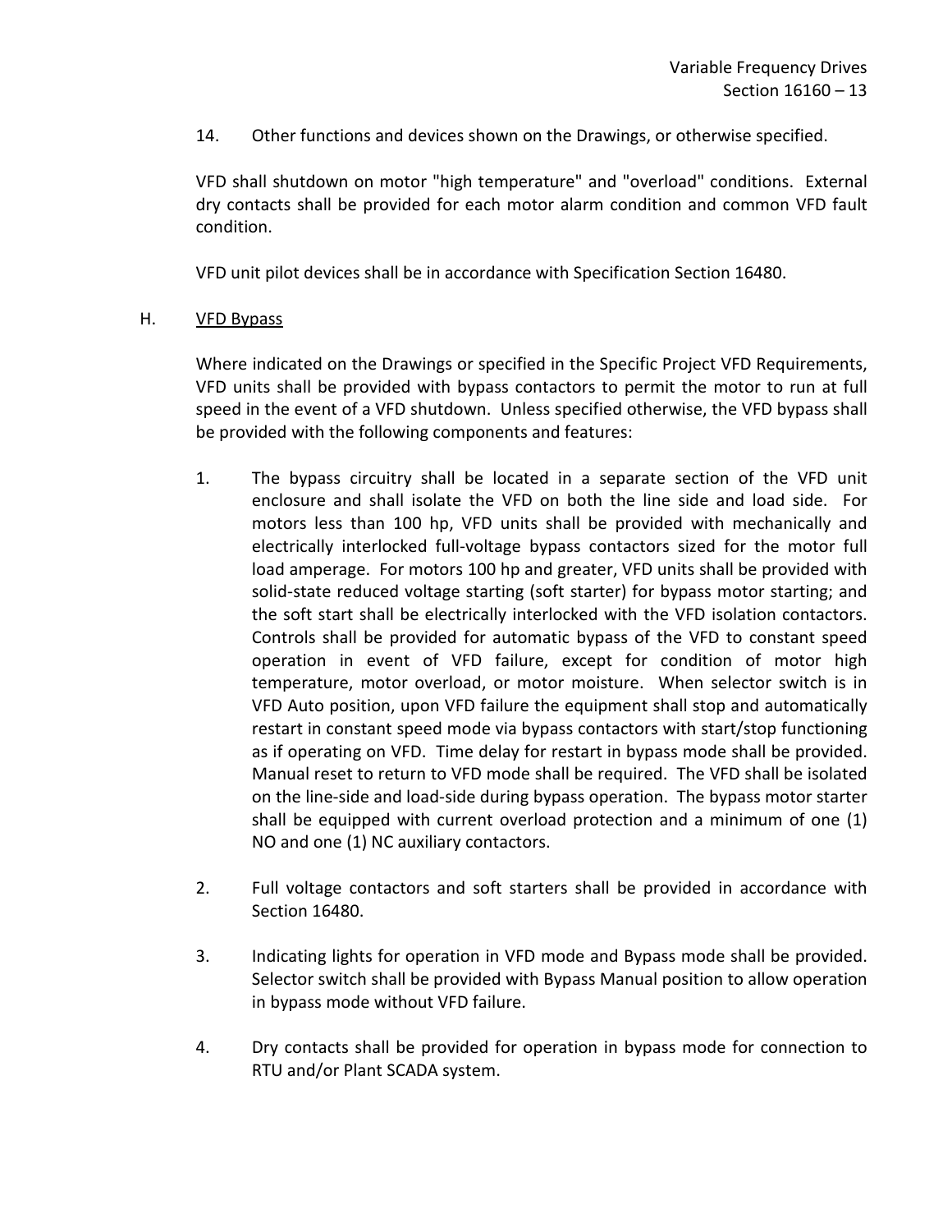14. Other functions and devices shown on the Drawings, or otherwise specified.

VFD shall shutdown on motor "high temperature" and "overload" conditions. External dry contacts shall be provided for each motor alarm condition and common VFD fault condition.

VFD unit pilot devices shall be in accordance with Specification Section 16480.

H. <u>VFD Bypass</u>

Where indicated on the Drawings or specified in the Specific Project VFD Requirements, VFD units shall be provided with bypass contactors to permit the motor to run at full speed in the event of a VFD shutdown. Unless specified otherwise, the VFD bypass shall be provided with the following components and features:

1. The bypass circuitry shall be located in a separate section of the VFD unit enclosure and shall isolate the VFD on both the line side and load side. For motors less than 100 hp, VFD units shall be provided with mechanically and electrically interlocked full-voltage bypass contactors sized for the motor full load amperage. For motors 100 hp and greater, VFD units shall be provided with solid-state reduced voltage starting (soft starter) for bypass motor starting; and the soft start shall be electrically interlocked with the VFD isolation contactors. Controls shall be provided for automatic bypass of the VFD to constant speed operation in event of VFD failure, except for condition of motor high temperature, motor overload, or motor moisture. When selector switch is in VFD Auto position, upon VFD failure the equipment shall stop and automatically restart in constant speed mode via bypass contactors with start/stop functioning as if operating on VFD. Time delay for restart in bypass mode shall be provided. Manual reset to return to VFD mode shall be required. The VFD shall be isolated on the line-side and load-side during bypass operation. The bypass motor starter shall be equipped with current overload protection and a minimum of one (1) NO and one (1) NC auxiliary contactors.

2. Full voltage contactors and soft starters shall be provided in accordance with Section 16480.

3. Indicating lights for operation in VFD mode and Bypass mode shall be provided. Selector switch shall be provided with Bypass Manual position to allow operation in bypass mode without VFD failure.

4. Dry contacts shall be provided for operation in bypass mode for connection to RTU and/or Plant SCADA system.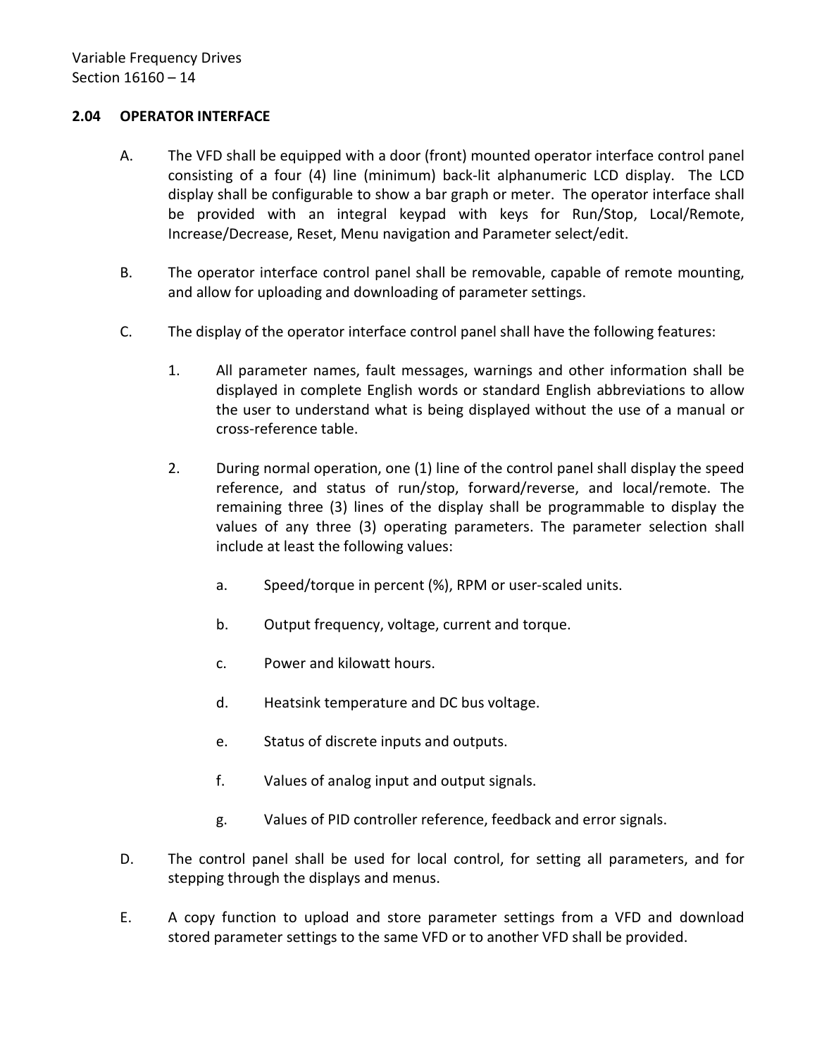### 2.04 OPERATOR INTERFACE

A. The VFD shall be equipped with a door (front) mounted operator interface control panel consisting of a four (4) line (minimum) back-lit alphanumeric LCD display. The LCD display shall be configurable to show a bar graph or meter. The operator interface shall be provided with an integral keypad with keys for Run/Stop, Local/Remote, Increase/Decrease, Reset, Menu navigation and Parameter select/edit.

B. The operator interface control panel shall be removable, capable of remote mounting, and allow for uploading and downloading of parameter settings.

C. The display of the operator interface control panel shall have the following features:

1. All parameter names, fault messages, warnings and other information shall be displayed in complete English words or standard English abbreviations to allow the user to understand what is being displayed without the use of a manual or cross-reference table.

2. During normal operation, one (1) line of the control panel shall display the speed reference, and status of run/stop, forward/reverse, and local/remote. The remaining three (3) lines of the display shall be programmable to display the values of any three (3) operating parameters. The parameter selection shall include at least the following values:

   a. Speed/torque in percent (%), RPM or user-scaled units.

   b. Output frequency, voltage, current and torque.

   c. Power and kilowatt hours.

   d. Heatsink temperature and DC bus voltage.

   e. Status of discrete inputs and outputs.

   f. Values of analog input and output signals.

   g. Values of PID controller reference, feedback and error signals.

D. The control panel shall be used for local control, for setting all parameters, and for stepping through the displays and menus.

E. A copy function to upload and store parameter settings from a VFD and download stored parameter settings to the same VFD or to another VFD shall be provided.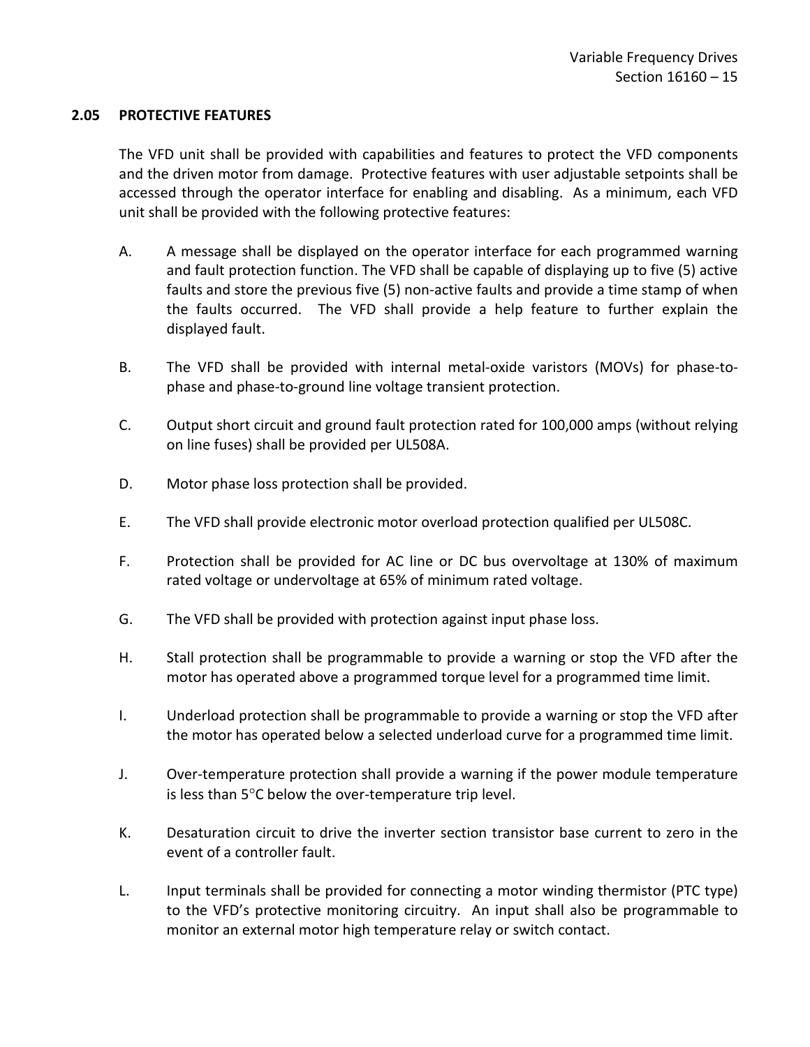## 2.05 PROTECTIVE FEATURES

The VFD unit shall be provided with capabilities and features to protect the VFD components and the driven motor from damage. Protective features with user adjustable setpoints shall be accessed through the operator interface for enabling and disabling. As a minimum, each VFD unit shall be provided with the following protective features:

A. A message shall be displayed on the operator interface for each programmed warning and fault protection function. The VFD shall be capable of displaying up to five (5) active faults and store the previous five (5) non-active faults and provide a time stamp of when the faults occurred. The VFD shall provide a help feature to further explain the displayed fault.

B. The VFD shall be provided with internal metal-oxide varistors (MOVs) for phase-to-phase and phase-to-ground line voltage transient protection.

C. Output short circuit and ground fault protection rated for 100,000 amps (without relying on line fuses) shall be provided per UL508A.

D. Motor phase loss protection shall be provided.

E. The VFD shall provide electronic motor overload protection qualified per UL508C.

F. Protection shall be provided for AC line or DC bus overvoltage at 130% of maximum rated voltage or undervoltage at 65% of minimum rated voltage.

G. The VFD shall be provided with protection against input phase loss.

H. Stall protection shall be programmable to provide a warning or stop the VFD after the motor has operated above a programmed torque level for a programmed time limit.

I. Underload protection shall be programmable to provide a warning or stop the VFD after the motor has operated below a selected underload curve for a programmed time limit.

J. Over-temperature protection shall provide a warning if the power module temperature is less than 5°C below the over-temperature trip level.

K. Desaturation circuit to drive the inverter section transistor base current to zero in the event of a controller fault.

L. Input terminals shall be provided for connecting a motor winding thermistor (PTC type) to the VFD's protective monitoring circuitry. An input shall also be programmable to monitor an external motor high temperature relay or switch contact.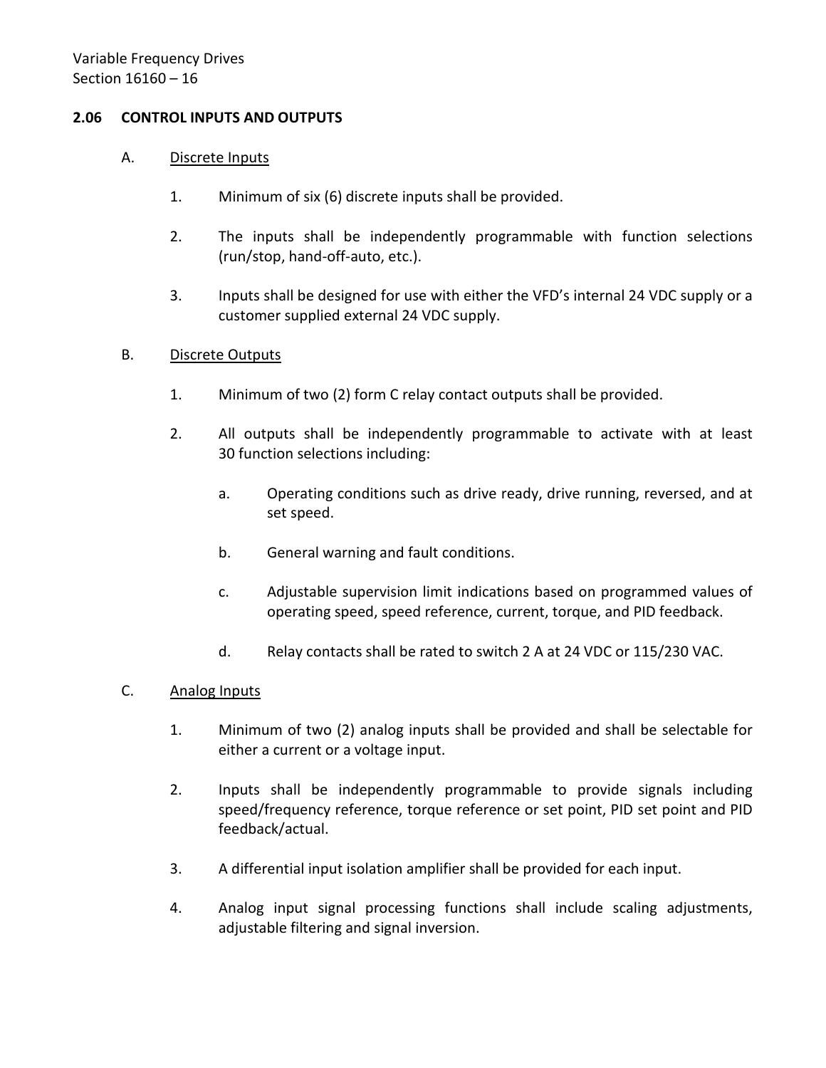## 2.06 CONTROL INPUTS AND OUTPUTS

A. Discrete Inputs

1. Minimum of six (6) discrete inputs shall be provided.

2. The inputs shall be independently programmable with function selections (run/stop, hand-off-auto, etc.).

3. Inputs shall be designed for use with either the VFD's internal 24 VDC supply or a customer supplied external 24 VDC supply.

B. Discrete Outputs

1. Minimum of two (2) form C relay contact outputs shall be provided.

2. All outputs shall be independently programmable to activate with at least 30 function selections including:

   a. Operating conditions such as drive ready, drive running, reversed, and at set speed.

   b. General warning and fault conditions.

   c. Adjustable supervision limit indications based on programmed values of operating speed, speed reference, current, torque, and PID feedback.

   d. Relay contacts shall be rated to switch 2 A at 24 VDC or 115/230 VAC.

C. Analog Inputs

1. Minimum of two (2) analog inputs shall be provided and shall be selectable for either a current or a voltage input.

2. Inputs shall be independently programmable to provide signals including speed/frequency reference, torque reference or set point, PID set point and PID feedback/actual.

3. A differential input isolation amplifier shall be provided for each input.

4. Analog input signal processing functions shall include scaling adjustments, adjustable filtering and signal inversion.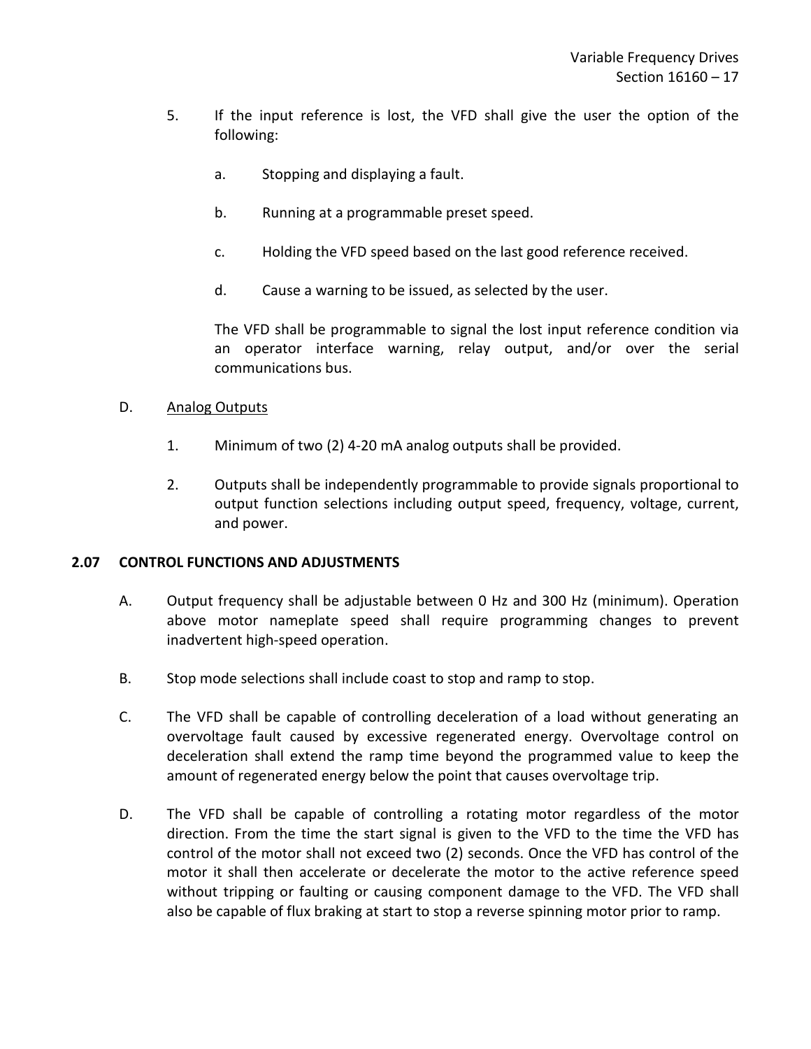5. If the input reference is lost, the VFD shall give the user the option of the following:

   a. Stopping and displaying a fault.

   b. Running at a programmable preset speed.

   c. Holding the VFD speed based on the last good reference received.

   d. Cause a warning to be issued, as selected by the user.

   The VFD shall be programmable to signal the lost input reference condition via an operator interface warning, relay output, and/or over the serial communications bus.

D. <u>Analog Outputs</u>

   1. Minimum of two (2) 4-20 mA analog outputs shall be provided.

   2. Outputs shall be independently programmable to provide signals proportional to output function selections including output speed, frequency, voltage, current, and power.

## 2.07 CONTROL FUNCTIONS AND ADJUSTMENTS

A. Output frequency shall be adjustable between 0 Hz and 300 Hz (minimum). Operation above motor nameplate speed shall require programming changes to prevent inadvertent high-speed operation.

B. Stop mode selections shall include coast to stop and ramp to stop.

C. The VFD shall be capable of controlling deceleration of a load without generating an overvoltage fault caused by excessive regenerated energy. Overvoltage control on deceleration shall extend the ramp time beyond the programmed value to keep the amount of regenerated energy below the point that causes overvoltage trip.

D. The VFD shall be capable of controlling a rotating motor regardless of the motor direction. From the time the start signal is given to the VFD to the time the VFD has control of the motor shall not exceed two (2) seconds. Once the VFD has control of the motor it shall then accelerate or decelerate the motor to the active reference speed without tripping or faulting or causing component damage to the VFD. The VFD shall also be capable of flux braking at start to stop a reverse spinning motor prior to ramp.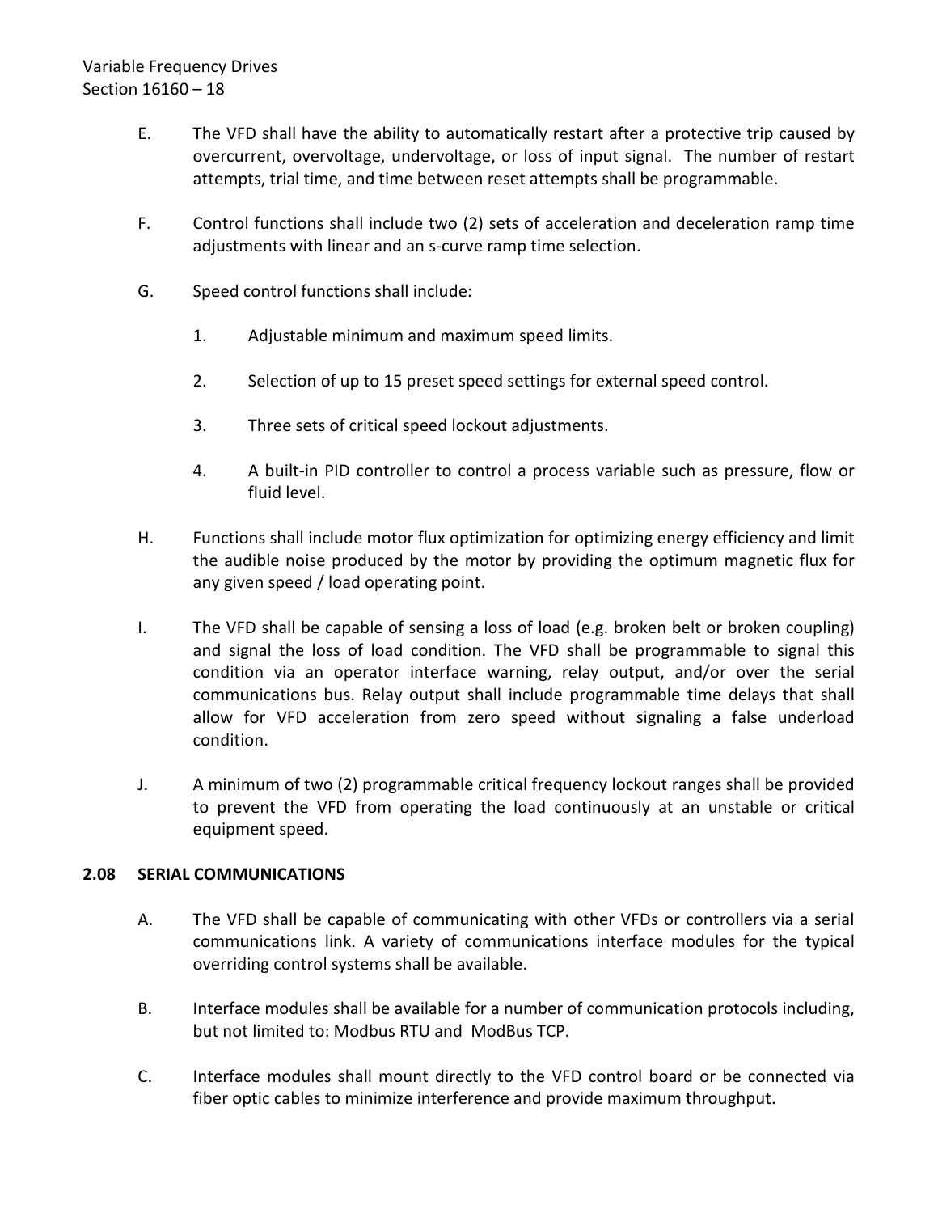E. The VFD shall have the ability to automatically restart after a protective trip caused by overcurrent, overvoltage, undervoltage, or loss of input signal. The number of restart attempts, trial time, and time between reset attempts shall be programmable.

F. Control functions shall include two (2) sets of acceleration and deceleration ramp time adjustments with linear and an s-curve ramp time selection.

G. Speed control functions shall include:

1. Adjustable minimum and maximum speed limits.

2. Selection of up to 15 preset speed settings for external speed control.

3. Three sets of critical speed lockout adjustments.

4. A built-in PID controller to control a process variable such as pressure, flow or fluid level.

H. Functions shall include motor flux optimization for optimizing energy efficiency and limit the audible noise produced by the motor by providing the optimum magnetic flux for any given speed / load operating point.

I. The VFD shall be capable of sensing a loss of load (e.g. broken belt or broken coupling) and signal the loss of load condition. The VFD shall be programmable to signal this condition via an operator interface warning, relay output, and/or over the serial communications bus. Relay output shall include programmable time delays that shall allow for VFD acceleration from zero speed without signaling a false underload condition.

J. A minimum of two (2) programmable critical frequency lockout ranges shall be provided to prevent the VFD from operating the load continuously at an unstable or critical equipment speed.

## 2.08 SERIAL COMMUNICATIONS

A. The VFD shall be capable of communicating with other VFDs or controllers via a serial communications link. A variety of communications interface modules for the typical overriding control systems shall be available.

B. Interface modules shall be available for a number of communication protocols including, but not limited to: Modbus RTU and ModBus TCP.

C. Interface modules shall mount directly to the VFD control board or be connected via fiber optic cables to minimize interference and provide maximum throughput.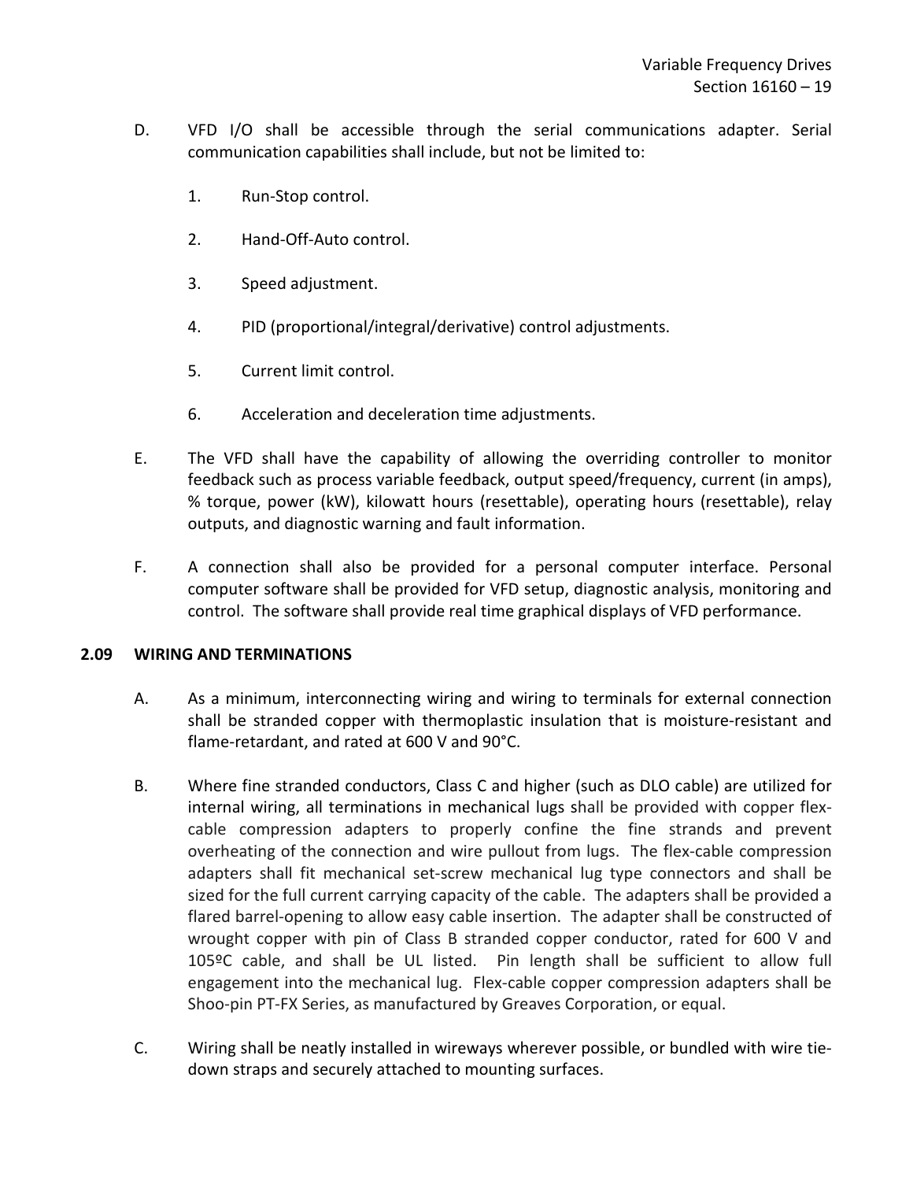D. VFD I/O shall be accessible through the serial communications adapter. Serial communication capabilities shall include, but not be limited to:

   1. Run-Stop control.

   2. Hand-Off-Auto control.

   3. Speed adjustment.

   4. PID (proportional/integral/derivative) control adjustments.

   5. Current limit control.

   6. Acceleration and deceleration time adjustments.

E. The VFD shall have the capability of allowing the overriding controller to monitor feedback such as process variable feedback, output speed/frequency, current (in amps), % torque, power (kW), kilowatt hours (resettable), operating hours (resettable), relay outputs, and diagnostic warning and fault information.

F. A connection shall also be provided for a personal computer interface. Personal computer software shall be provided for VFD setup, diagnostic analysis, monitoring and control. The software shall provide real time graphical displays of VFD performance.

## 2.09 WIRING AND TERMINATIONS

A. As a minimum, interconnecting wiring and wiring to terminals for external connection shall be stranded copper with thermoplastic insulation that is moisture-resistant and flame-retardant, and rated at 600 V and 90°C.

B. Where fine stranded conductors, Class C and higher (such as DLO cable) are utilized for internal wiring, all terminations in mechanical lugs shall be provided with copper flex-cable compression adapters to properly confine the fine strands and prevent overheating of the connection and wire pullout from lugs. The flex-cable compression adapters shall fit mechanical set-screw mechanical lug type connectors and shall be sized for the full current carrying capacity of the cable. The adapters shall be provided a flared barrel-opening to allow easy cable insertion. The adapter shall be constructed of wrought copper with pin of Class B stranded copper conductor, rated for 600 V and 105ºC cable, and shall be UL listed. Pin length shall be sufficient to allow full engagement into the mechanical lug. Flex-cable copper compression adapters shall be Shoo-pin PT-FX Series, as manufactured by Greaves Corporation, or equal.

C. Wiring shall be neatly installed in wireways wherever possible, or bundled with wire tie-down straps and securely attached to mounting surfaces.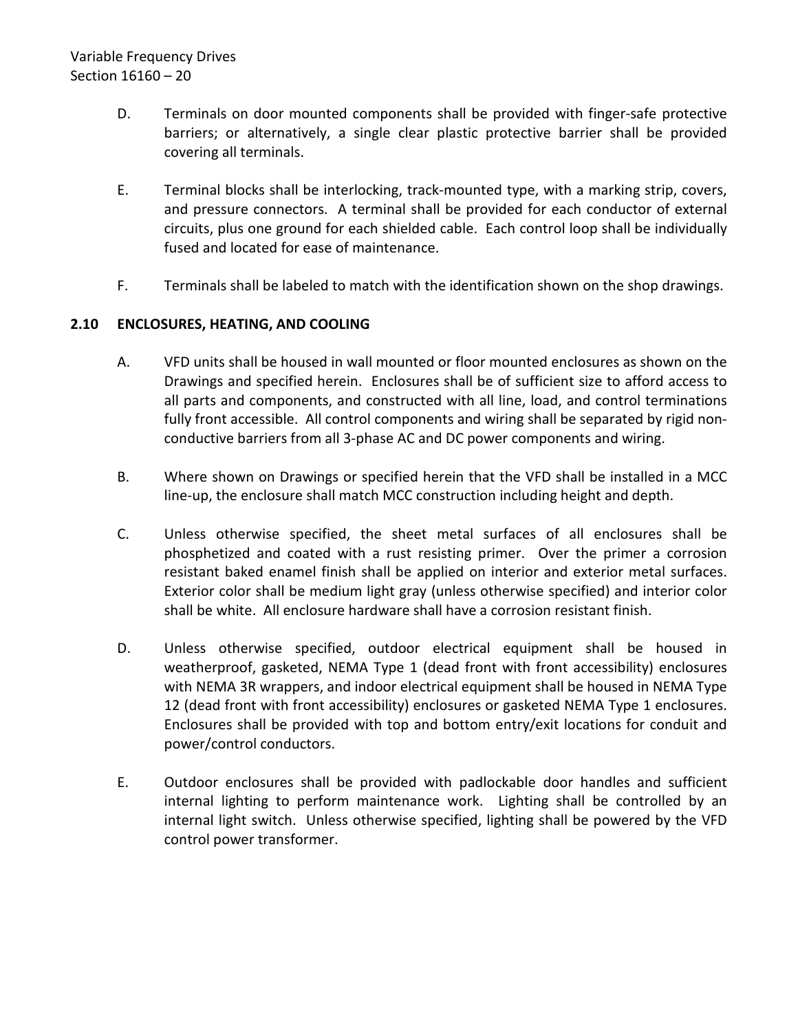D. Terminals on door mounted components shall be provided with finger-safe protective barriers; or alternatively, a single clear plastic protective barrier shall be provided covering all terminals.

E. Terminal blocks shall be interlocking, track-mounted type, with a marking strip, covers, and pressure connectors. A terminal shall be provided for each conductor of external circuits, plus one ground for each shielded cable. Each control loop shall be individually fused and located for ease of maintenance.

F. Terminals shall be labeled to match with the identification shown on the shop drawings.

## 2.10 ENCLOSURES, HEATING, AND COOLING

A. VFD units shall be housed in wall mounted or floor mounted enclosures as shown on the Drawings and specified herein. Enclosures shall be of sufficient size to afford access to all parts and components, and constructed with all line, load, and control terminations fully front accessible. All control components and wiring shall be separated by rigid non-conductive barriers from all 3-phase AC and DC power components and wiring.

B. Where shown on Drawings or specified herein that the VFD shall be installed in a MCC line-up, the enclosure shall match MCC construction including height and depth.

C. Unless otherwise specified, the sheet metal surfaces of all enclosures shall be phosphetized and coated with a rust resisting primer. Over the primer a corrosion resistant baked enamel finish shall be applied on interior and exterior metal surfaces. Exterior color shall be medium light gray (unless otherwise specified) and interior color shall be white. All enclosure hardware shall have a corrosion resistant finish.

D. Unless otherwise specified, outdoor electrical equipment shall be housed in weatherproof, gasketed, NEMA Type 1 (dead front with front accessibility) enclosures with NEMA 3R wrappers, and indoor electrical equipment shall be housed in NEMA Type 12 (dead front with front accessibility) enclosures or gasketed NEMA Type 1 enclosures. Enclosures shall be provided with top and bottom entry/exit locations for conduit and power/control conductors.

E. Outdoor enclosures shall be provided with padlockable door handles and sufficient internal lighting to perform maintenance work. Lighting shall be controlled by an internal light switch. Unless otherwise specified, lighting shall be powered by the VFD control power transformer.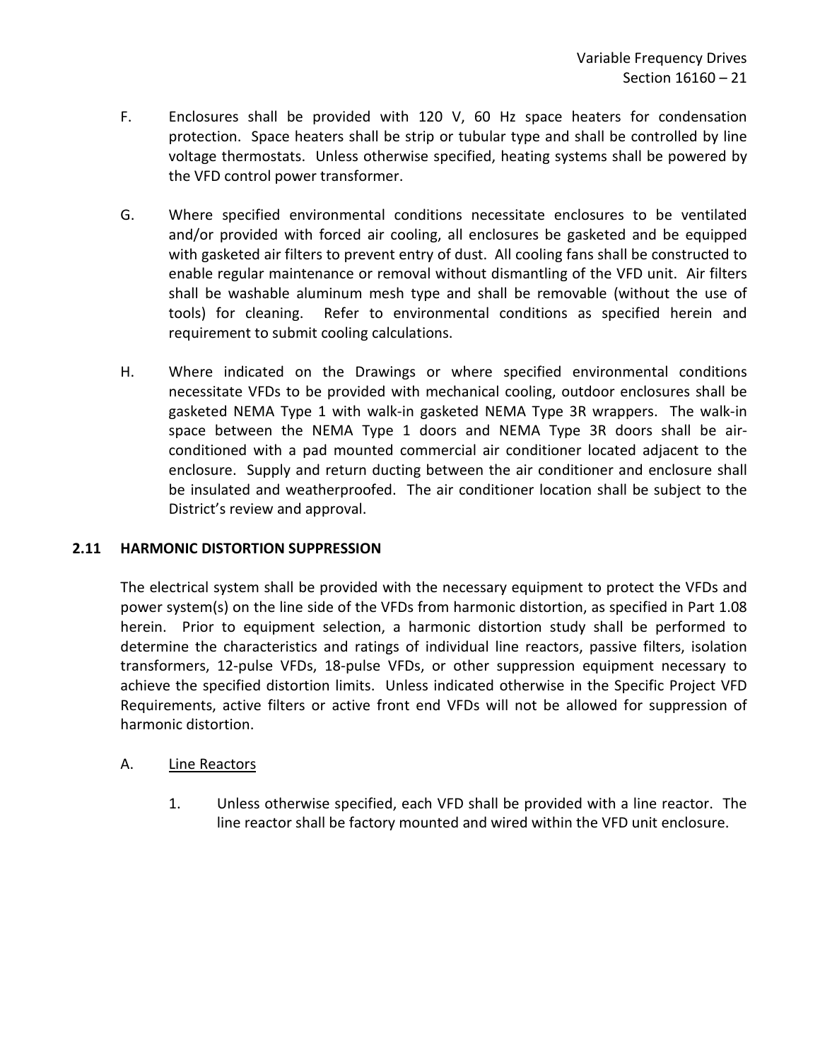F. Enclosures shall be provided with 120 V, 60 Hz space heaters for condensation protection. Space heaters shall be strip or tubular type and shall be controlled by line voltage thermostats. Unless otherwise specified, heating systems shall be powered by the VFD control power transformer.

G. Where specified environmental conditions necessitate enclosures to be ventilated and/or provided with forced air cooling, all enclosures be gasketed and be equipped with gasketed air filters to prevent entry of dust. All cooling fans shall be constructed to enable regular maintenance or removal without dismantling of the VFD unit. Air filters shall be washable aluminum mesh type and shall be removable (without the use of tools) for cleaning. Refer to environmental conditions as specified herein and requirement to submit cooling calculations.

H. Where indicated on the Drawings or where specified environmental conditions necessitate VFDs to be provided with mechanical cooling, outdoor enclosures shall be gasketed NEMA Type 1 with walk-in gasketed NEMA Type 3R wrappers. The walk-in space between the NEMA Type 1 doors and NEMA Type 3R doors shall be air-conditioned with a pad mounted commercial air conditioner located adjacent to the enclosure. Supply and return ducting between the air conditioner and enclosure shall be insulated and weatherproofed. The air conditioner location shall be subject to the District's review and approval.

## 2.11 HARMONIC DISTORTION SUPPRESSION

The electrical system shall be provided with the necessary equipment to protect the VFDs and power system(s) on the line side of the VFDs from harmonic distortion, as specified in Part 1.08 herein. Prior to equipment selection, a harmonic distortion study shall be performed to determine the characteristics and ratings of individual line reactors, passive filters, isolation transformers, 12-pulse VFDs, 18-pulse VFDs, or other suppression equipment necessary to achieve the specified distortion limits. Unless indicated otherwise in the Specific Project VFD Requirements, active filters or active front end VFDs will not be allowed for suppression of harmonic distortion.

A. <u>Line Reactors</u>

1. Unless otherwise specified, each VFD shall be provided with a line reactor. The line reactor shall be factory mounted and wired within the VFD unit enclosure.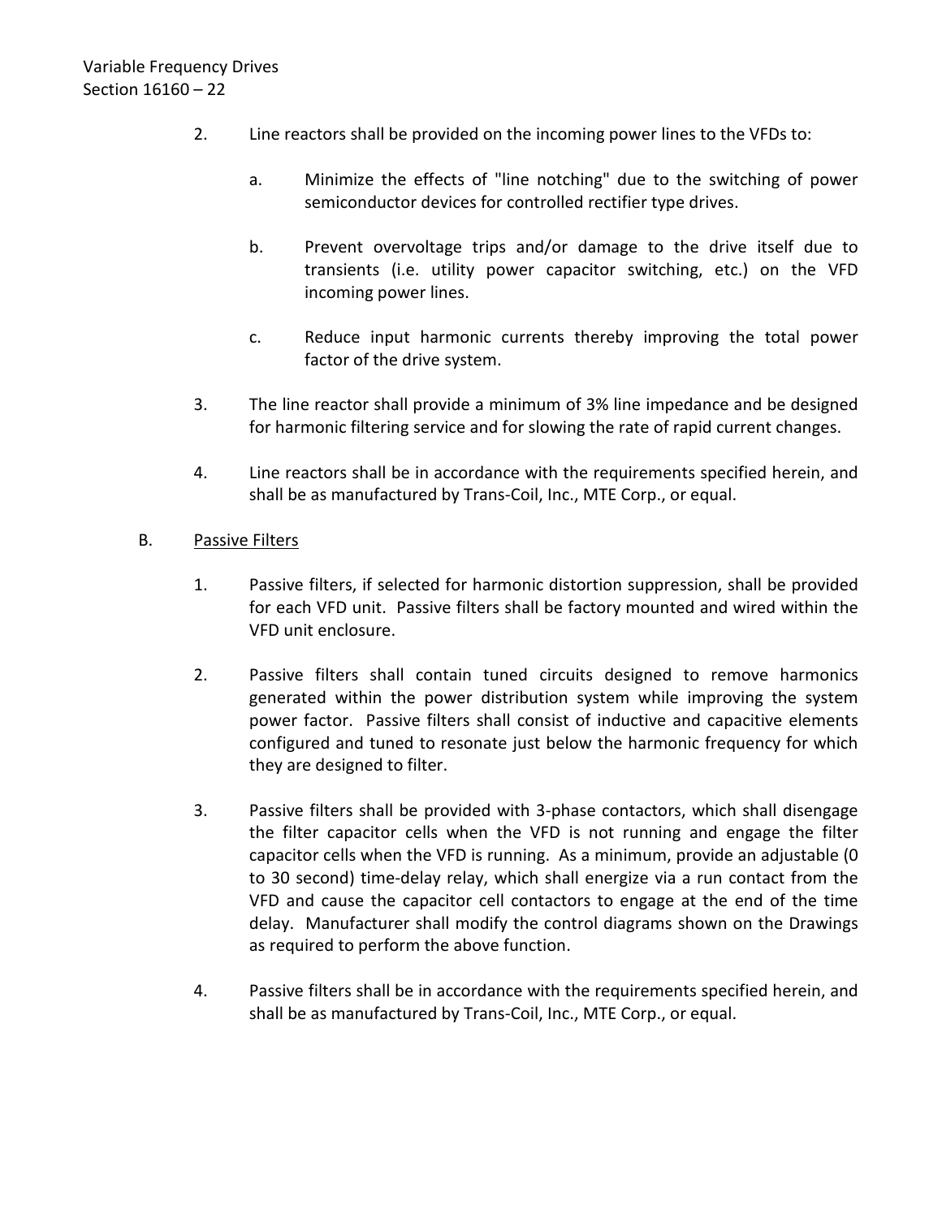2. Line reactors shall be provided on the incoming power lines to the VFDs to:

   a. Minimize the effects of "line notching" due to the switching of power semiconductor devices for controlled rectifier type drives.

   b. Prevent overvoltage trips and/or damage to the drive itself due to transients (i.e. utility power capacitor switching, etc.) on the VFD incoming power lines.

   c. Reduce input harmonic currents thereby improving the total power factor of the drive system.

3. The line reactor shall provide a minimum of 3% line impedance and be designed for harmonic filtering service and for slowing the rate of rapid current changes.

4. Line reactors shall be in accordance with the requirements specified herein, and shall be as manufactured by Trans-Coil, Inc., MTE Corp., or equal.

B. Passive Filters

1. Passive filters, if selected for harmonic distortion suppression, shall be provided for each VFD unit. Passive filters shall be factory mounted and wired within the VFD unit enclosure.

2. Passive filters shall contain tuned circuits designed to remove harmonics generated within the power distribution system while improving the system power factor. Passive filters shall consist of inductive and capacitive elements configured and tuned to resonate just below the harmonic frequency for which they are designed to filter.

3. Passive filters shall be provided with 3-phase contactors, which shall disengage the filter capacitor cells when the VFD is not running and engage the filter capacitor cells when the VFD is running. As a minimum, provide an adjustable (0 to 30 second) time-delay relay, which shall energize via a run contact from the VFD and cause the capacitor cell contactors to engage at the end of the time delay. Manufacturer shall modify the control diagrams shown on the Drawings as required to perform the above function.

4. Passive filters shall be in accordance with the requirements specified herein, and shall be as manufactured by Trans-Coil, Inc., MTE Corp., or equal.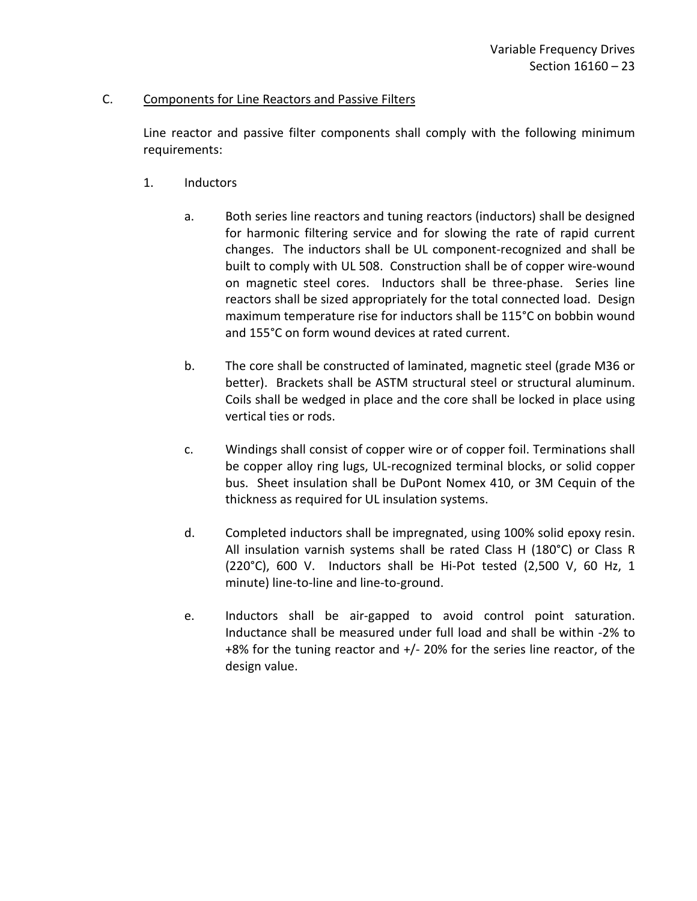C. Components for Line Reactors and Passive Filters

Line reactor and passive filter components shall comply with the following minimum requirements:

1. Inductors

   a. Both series line reactors and tuning reactors (inductors) shall be designed for harmonic filtering service and for slowing the rate of rapid current changes. The inductors shall be UL component-recognized and shall be built to comply with UL 508. Construction shall be of copper wire-wound on magnetic steel cores. Inductors shall be three-phase. Series line reactors shall be sized appropriately for the total connected load. Design maximum temperature rise for inductors shall be 115°C on bobbin wound and 155°C on form wound devices at rated current.

   b. The core shall be constructed of laminated, magnetic steel (grade M36 or better). Brackets shall be ASTM structural steel or structural aluminum. Coils shall be wedged in place and the core shall be locked in place using vertical ties or rods.

   c. Windings shall consist of copper wire or of copper foil. Terminations shall be copper alloy ring lugs, UL-recognized terminal blocks, or solid copper bus. Sheet insulation shall be DuPont Nomex 410, or 3M Cequin of the thickness as required for UL insulation systems.

   d. Completed inductors shall be impregnated, using 100% solid epoxy resin. All insulation varnish systems shall be rated Class H (180°C) or Class R (220°C), 600 V. Inductors shall be Hi-Pot tested (2,500 V, 60 Hz, 1 minute) line-to-line and line-to-ground.

   e. Inductors shall be air-gapped to avoid control point saturation. Inductance shall be measured under full load and shall be within -2% to +8% for the tuning reactor and +/- 20% for the series line reactor, of the design value.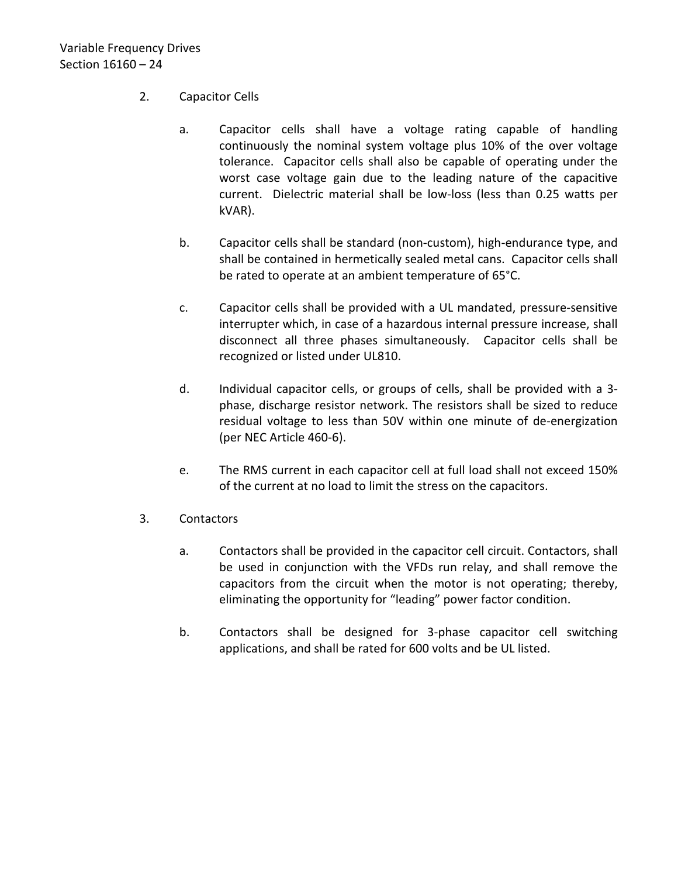2. Capacitor Cells

   a. Capacitor cells shall have a voltage rating capable of handling continuously the nominal system voltage plus 10% of the over voltage tolerance. Capacitor cells shall also be capable of operating under the worst case voltage gain due to the leading nature of the capacitive current. Dielectric material shall be low-loss (less than 0.25 watts per kVAR).

   b. Capacitor cells shall be standard (non-custom), high-endurance type, and shall be contained in hermetically sealed metal cans. Capacitor cells shall be rated to operate at an ambient temperature of 65°C.

   c. Capacitor cells shall be provided with a UL mandated, pressure-sensitive interrupter which, in case of a hazardous internal pressure increase, shall disconnect all three phases simultaneously. Capacitor cells shall be recognized or listed under UL810.

   d. Individual capacitor cells, or groups of cells, shall be provided with a 3-phase, discharge resistor network. The resistors shall be sized to reduce residual voltage to less than 50V within one minute of de-energization (per NEC Article 460-6).

   e. The RMS current in each capacitor cell at full load shall not exceed 150% of the current at no load to limit the stress on the capacitors.

3. Contactors

   a. Contactors shall be provided in the capacitor cell circuit. Contactors, shall be used in conjunction with the VFDs run relay, and shall remove the capacitors from the circuit when the motor is not operating; thereby, eliminating the opportunity for "leading" power factor condition.

   b. Contactors shall be designed for 3-phase capacitor cell switching applications, and shall be rated for 600 volts and be UL listed.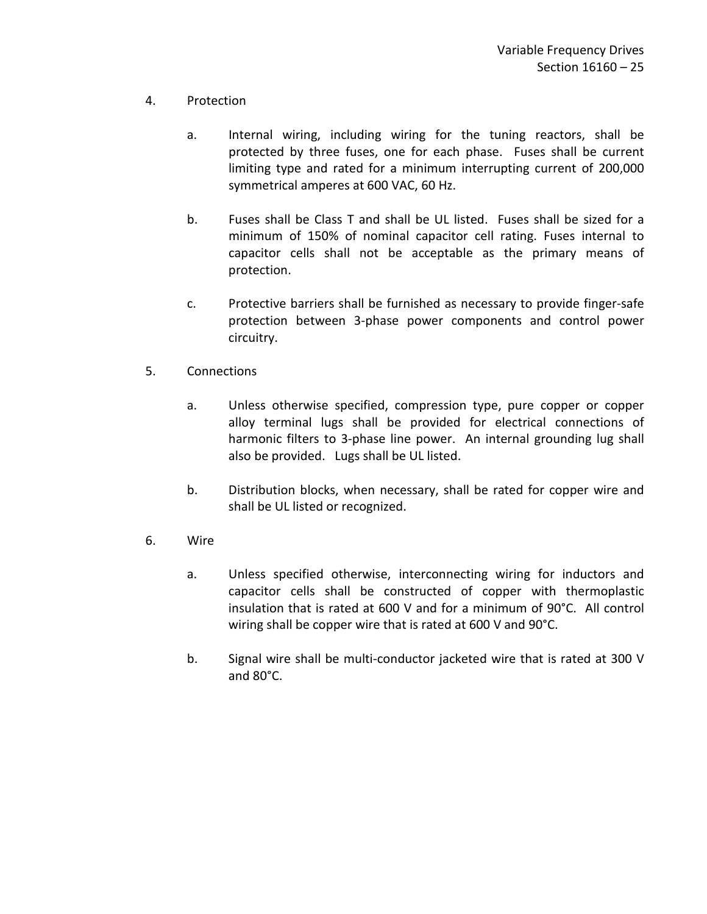4. Protection

   a. Internal wiring, including wiring for the tuning reactors, shall be protected by three fuses, one for each phase. Fuses shall be current limiting type and rated for a minimum interrupting current of 200,000 symmetrical amperes at 600 VAC, 60 Hz.

   b. Fuses shall be Class T and shall be UL listed. Fuses shall be sized for a minimum of 150% of nominal capacitor cell rating. Fuses internal to capacitor cells shall not be acceptable as the primary means of protection.

   c. Protective barriers shall be furnished as necessary to provide finger-safe protection between 3-phase power components and control power circuitry.

5. Connections

   a. Unless otherwise specified, compression type, pure copper or copper alloy terminal lugs shall be provided for electrical connections of harmonic filters to 3-phase line power. An internal grounding lug shall also be provided. Lugs shall be UL listed.

   b. Distribution blocks, when necessary, shall be rated for copper wire and shall be UL listed or recognized.

6. Wire

   a. Unless specified otherwise, interconnecting wiring for inductors and capacitor cells shall be constructed of copper with thermoplastic insulation that is rated at 600 V and for a minimum of 90°C. All control wiring shall be copper wire that is rated at 600 V and 90°C.

   b. Signal wire shall be multi-conductor jacketed wire that is rated at 300 V and 80°C.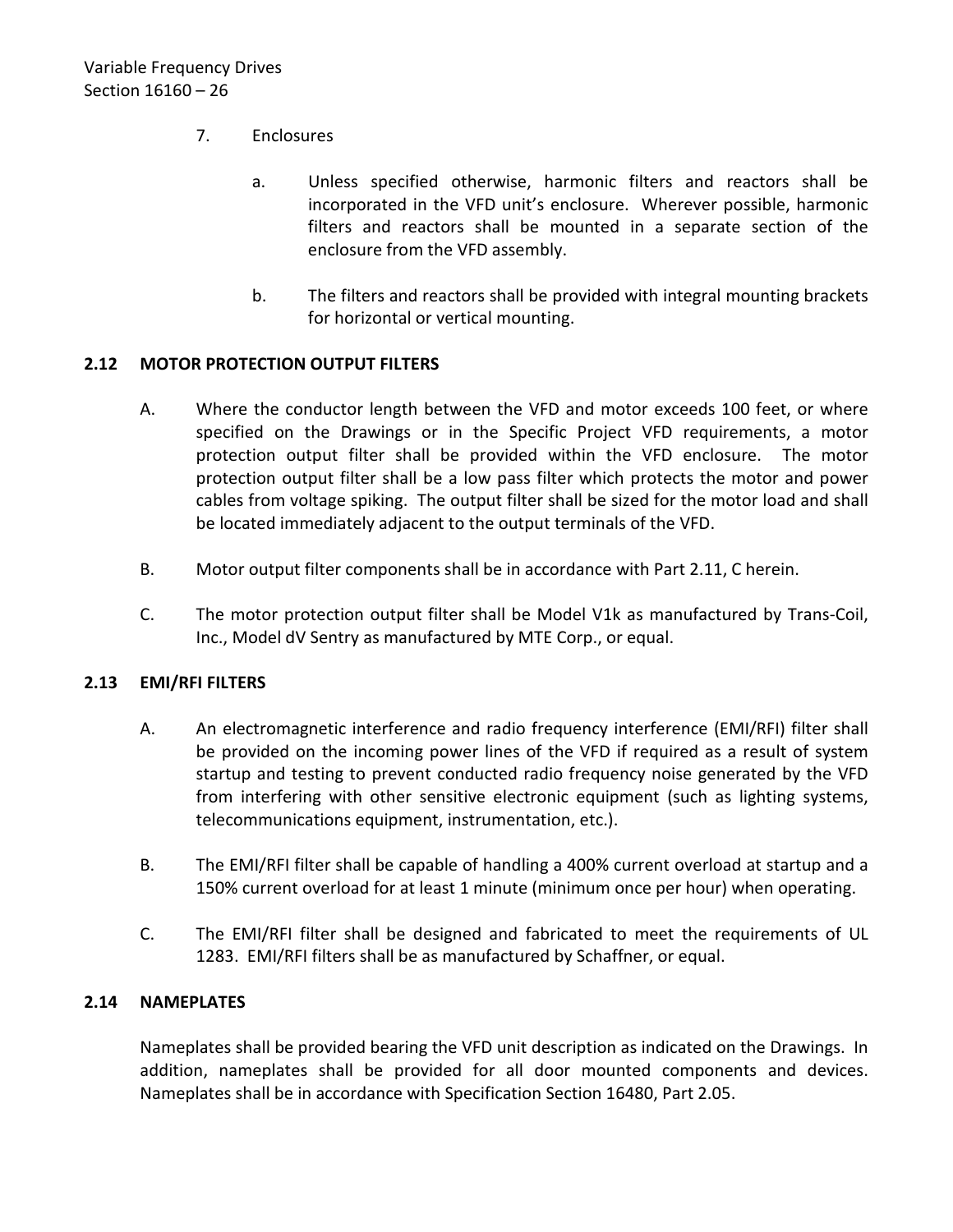7. Enclosures

    a. Unless specified otherwise, harmonic filters and reactors shall be incorporated in the VFD unit's enclosure. Wherever possible, harmonic filters and reactors shall be mounted in a separate section of the enclosure from the VFD assembly.

    b. The filters and reactors shall be provided with integral mounting brackets for horizontal or vertical mounting.

## 2.12 MOTOR PROTECTION OUTPUT FILTERS

A. Where the conductor length between the VFD and motor exceeds 100 feet, or where specified on the Drawings or in the Specific Project VFD requirements, a motor protection output filter shall be provided within the VFD enclosure. The motor protection output filter shall be a low pass filter which protects the motor and power cables from voltage spiking. The output filter shall be sized for the motor load and shall be located immediately adjacent to the output terminals of the VFD.

B. Motor output filter components shall be in accordance with Part 2.11, C herein.

C. The motor protection output filter shall be Model V1k as manufactured by Trans-Coil, Inc., Model dV Sentry as manufactured by MTE Corp., or equal.

## 2.13 EMI/RFI FILTERS

A. An electromagnetic interference and radio frequency interference (EMI/RFI) filter shall be provided on the incoming power lines of the VFD if required as a result of system startup and testing to prevent conducted radio frequency noise generated by the VFD from interfering with other sensitive electronic equipment (such as lighting systems, telecommunications equipment, instrumentation, etc.).

B. The EMI/RFI filter shall be capable of handling a 400% current overload at startup and a 150% current overload for at least 1 minute (minimum once per hour) when operating.

C. The EMI/RFI filter shall be designed and fabricated to meet the requirements of UL 1283. EMI/RFI filters shall be as manufactured by Schaffner, or equal.

## 2.14 NAMEPLATES

Nameplates shall be provided bearing the VFD unit description as indicated on the Drawings. In addition, nameplates shall be provided for all door mounted components and devices. Nameplates shall be in accordance with Specification Section 16480, Part 2.05.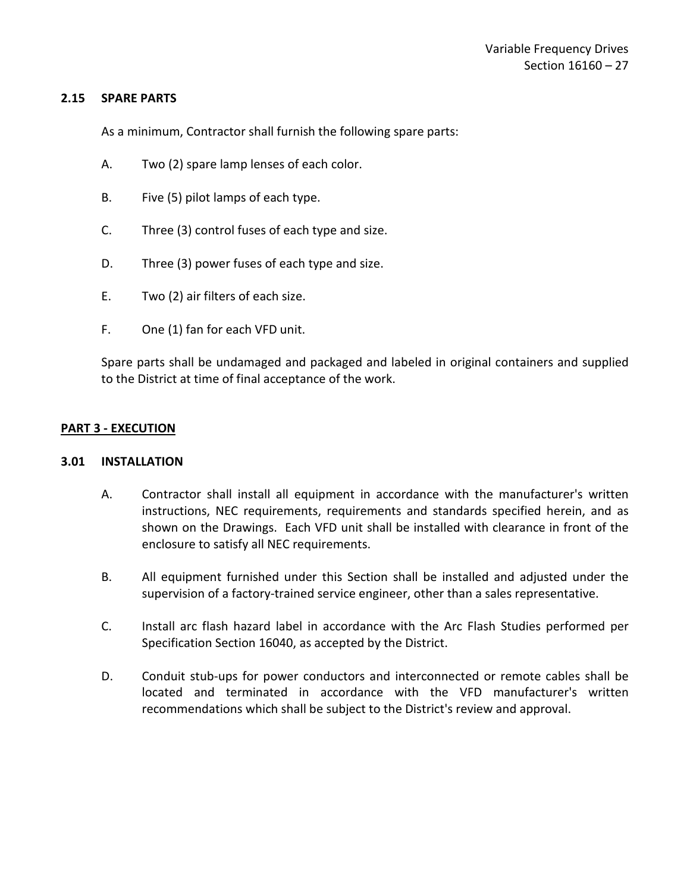### 2.15 SPARE PARTS

As a minimum, Contractor shall furnish the following spare parts:

A. Two (2) spare lamp lenses of each color.

B. Five (5) pilot lamps of each type.

C. Three (3) control fuses of each type and size.

D. Three (3) power fuses of each type and size.

E. Two (2) air filters of each size.

F. One (1) fan for each VFD unit.

Spare parts shall be undamaged and packaged and labeled in original containers and supplied to the District at time of final acceptance of the work.

## PART 3 - EXECUTION

### 3.01 INSTALLATION

A. Contractor shall install all equipment in accordance with the manufacturer's written instructions, NEC requirements, requirements and standards specified herein, and as shown on the Drawings. Each VFD unit shall be installed with clearance in front of the enclosure to satisfy all NEC requirements.

B. All equipment furnished under this Section shall be installed and adjusted under the supervision of a factory-trained service engineer, other than a sales representative.

C. Install arc flash hazard label in accordance with the Arc Flash Studies performed per Specification Section 16040, as accepted by the District.

D. Conduit stub-ups for power conductors and interconnected or remote cables shall be located and terminated in accordance with the VFD manufacturer's written recommendations which shall be subject to the District's review and approval.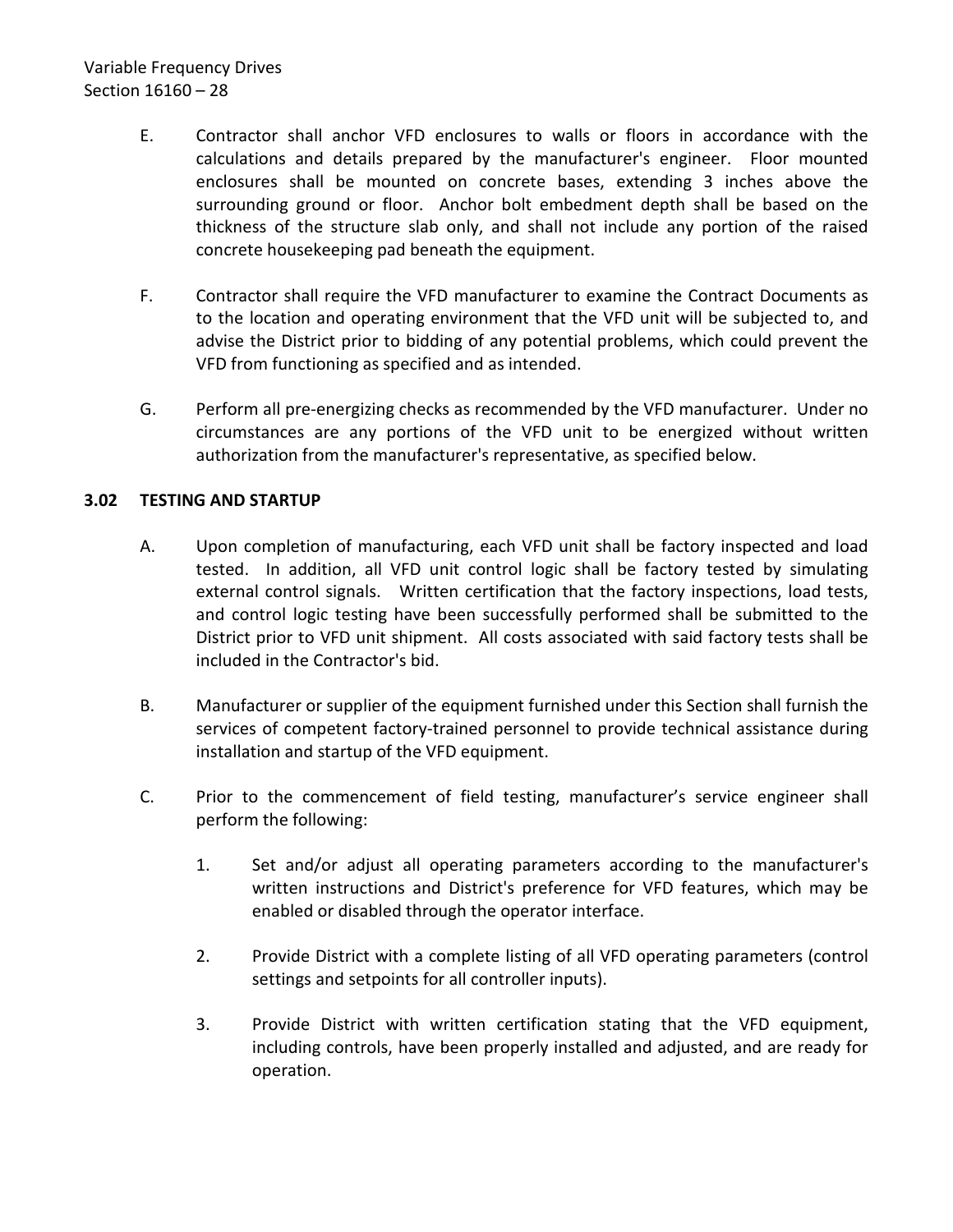E. Contractor shall anchor VFD enclosures to walls or floors in accordance with the calculations and details prepared by the manufacturer's engineer. Floor mounted enclosures shall be mounted on concrete bases, extending 3 inches above the surrounding ground or floor. Anchor bolt embedment depth shall be based on the thickness of the structure slab only, and shall not include any portion of the raised concrete housekeeping pad beneath the equipment.

F. Contractor shall require the VFD manufacturer to examine the Contract Documents as to the location and operating environment that the VFD unit will be subjected to, and advise the District prior to bidding of any potential problems, which could prevent the VFD from functioning as specified and as intended.

G. Perform all pre-energizing checks as recommended by the VFD manufacturer. Under no circumstances are any portions of the VFD unit to be energized without written authorization from the manufacturer's representative, as specified below.

## 3.02 TESTING AND STARTUP

A. Upon completion of manufacturing, each VFD unit shall be factory inspected and load tested. In addition, all VFD unit control logic shall be factory tested by simulating external control signals. Written certification that the factory inspections, load tests, and control logic testing have been successfully performed shall be submitted to the District prior to VFD unit shipment. All costs associated with said factory tests shall be included in the Contractor's bid.

B. Manufacturer or supplier of the equipment furnished under this Section shall furnish the services of competent factory-trained personnel to provide technical assistance during installation and startup of the VFD equipment.

C. Prior to the commencement of field testing, manufacturer's service engineer shall perform the following:

1. Set and/or adjust all operating parameters according to the manufacturer's written instructions and District's preference for VFD features, which may be enabled or disabled through the operator interface.

2. Provide District with a complete listing of all VFD operating parameters (control settings and setpoints for all controller inputs).

3. Provide District with written certification stating that the VFD equipment, including controls, have been properly installed and adjusted, and are ready for operation.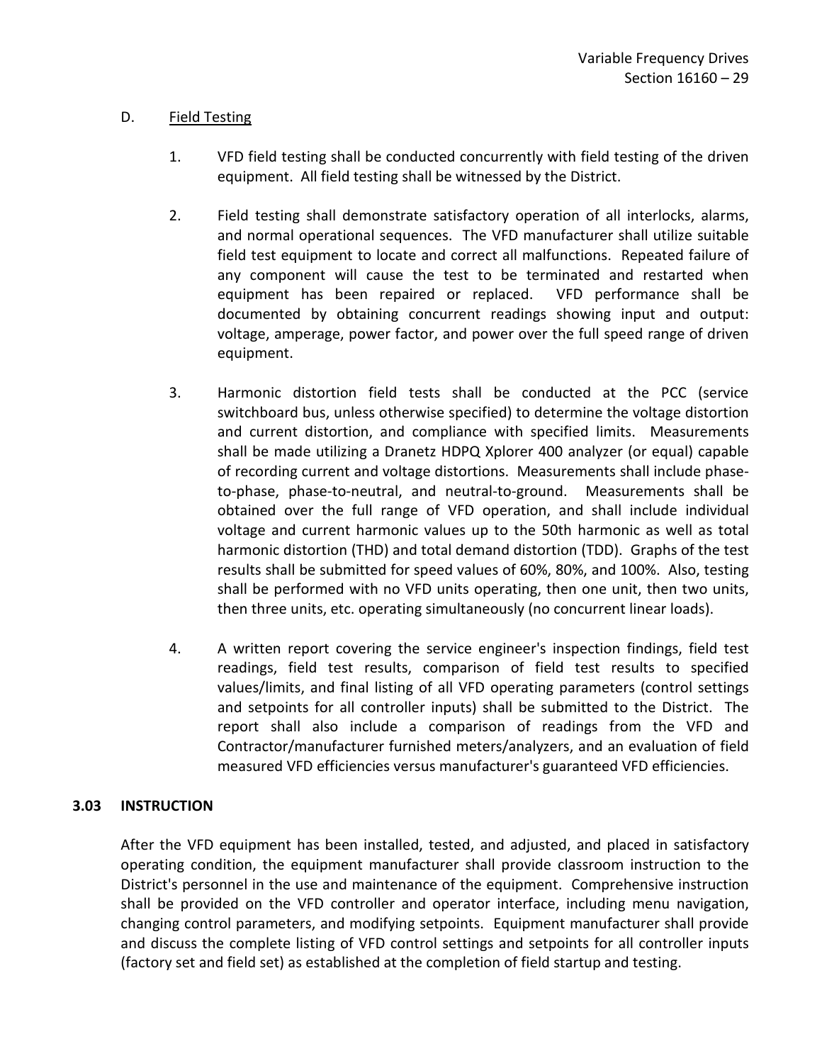D. Field Testing

1. VFD field testing shall be conducted concurrently with field testing of the driven equipment. All field testing shall be witnessed by the District.

2. Field testing shall demonstrate satisfactory operation of all interlocks, alarms, and normal operational sequences. The VFD manufacturer shall utilize suitable field test equipment to locate and correct all malfunctions. Repeated failure of any component will cause the test to be terminated and restarted when equipment has been repaired or replaced. VFD performance shall be documented by obtaining concurrent readings showing input and output: voltage, amperage, power factor, and power over the full speed range of driven equipment.

3. Harmonic distortion field tests shall be conducted at the PCC (service switchboard bus, unless otherwise specified) to determine the voltage distortion and current distortion, and compliance with specified limits. Measurements shall be made utilizing a Dranetz HDPQ Xplorer 400 analyzer (or equal) capable of recording current and voltage distortions. Measurements shall include phase-to-phase, phase-to-neutral, and neutral-to-ground. Measurements shall be obtained over the full range of VFD operation, and shall include individual voltage and current harmonic values up to the 50th harmonic as well as total harmonic distortion (THD) and total demand distortion (TDD). Graphs of the test results shall be submitted for speed values of 60%, 80%, and 100%. Also, testing shall be performed with no VFD units operating, then one unit, then two units, then three units, etc. operating simultaneously (no concurrent linear loads).

4. A written report covering the service engineer's inspection findings, field test readings, field test results, comparison of field test results to specified values/limits, and final listing of all VFD operating parameters (control settings and setpoints for all controller inputs) shall be submitted to the District. The report shall also include a comparison of readings from the VFD and Contractor/manufacturer furnished meters/analyzers, and an evaluation of field measured VFD efficiencies versus manufacturer's guaranteed VFD efficiencies.

## 3.03 INSTRUCTION

After the VFD equipment has been installed, tested, and adjusted, and placed in satisfactory operating condition, the equipment manufacturer shall provide classroom instruction to the District's personnel in the use and maintenance of the equipment. Comprehensive instruction shall be provided on the VFD controller and operator interface, including menu navigation, changing control parameters, and modifying setpoints. Equipment manufacturer shall provide and discuss the complete listing of VFD control settings and setpoints for all controller inputs (factory set and field set) as established at the completion of field startup and testing.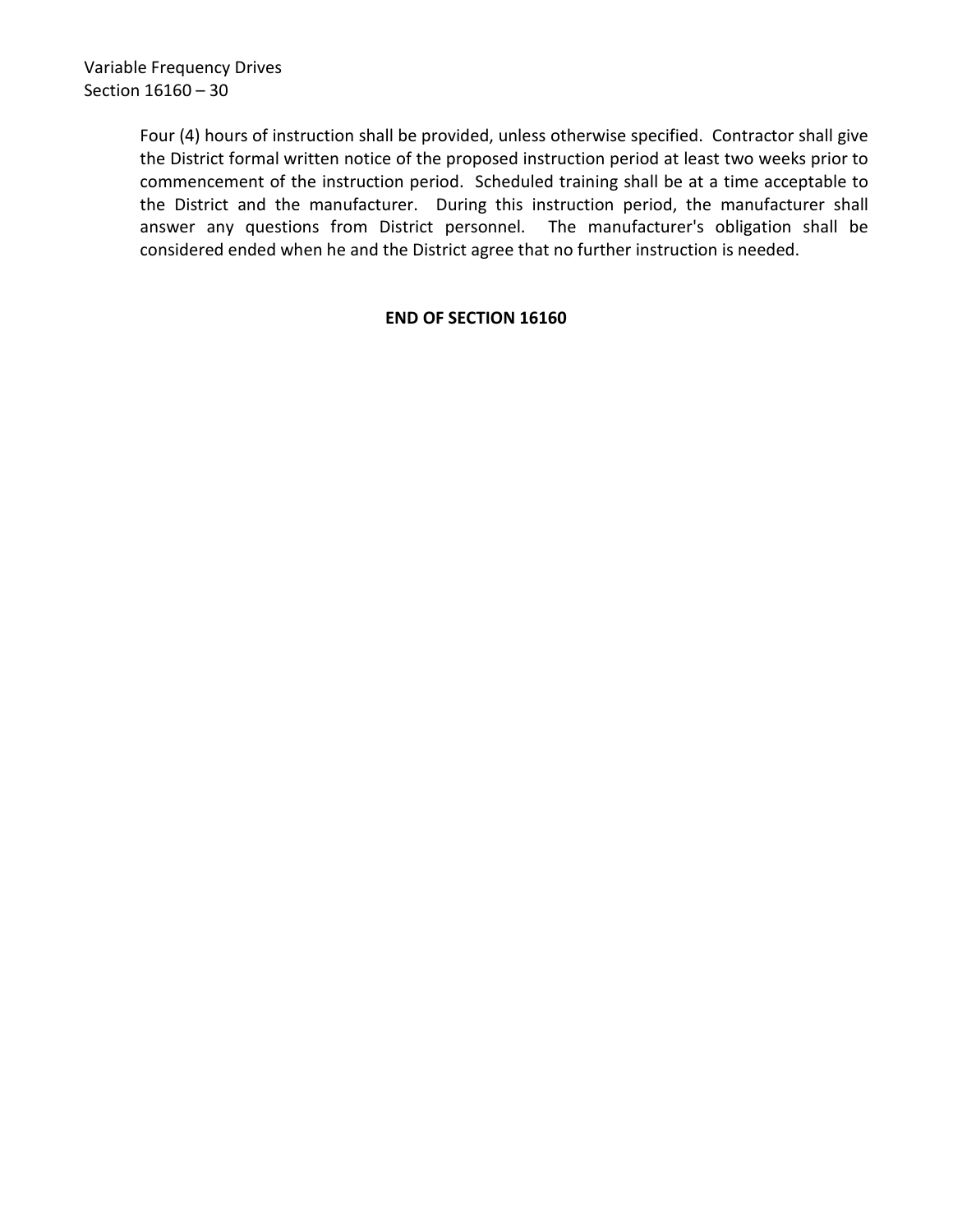Four (4) hours of instruction shall be provided, unless otherwise specified. Contractor shall give the District formal written notice of the proposed instruction period at least two weeks prior to commencement of the instruction period. Scheduled training shall be at a time acceptable to the District and the manufacturer. During this instruction period, the manufacturer shall answer any questions from District personnel. The manufacturer's obligation shall be considered ended when he and the District agree that no further instruction is needed.

**END OF SECTION 16160**